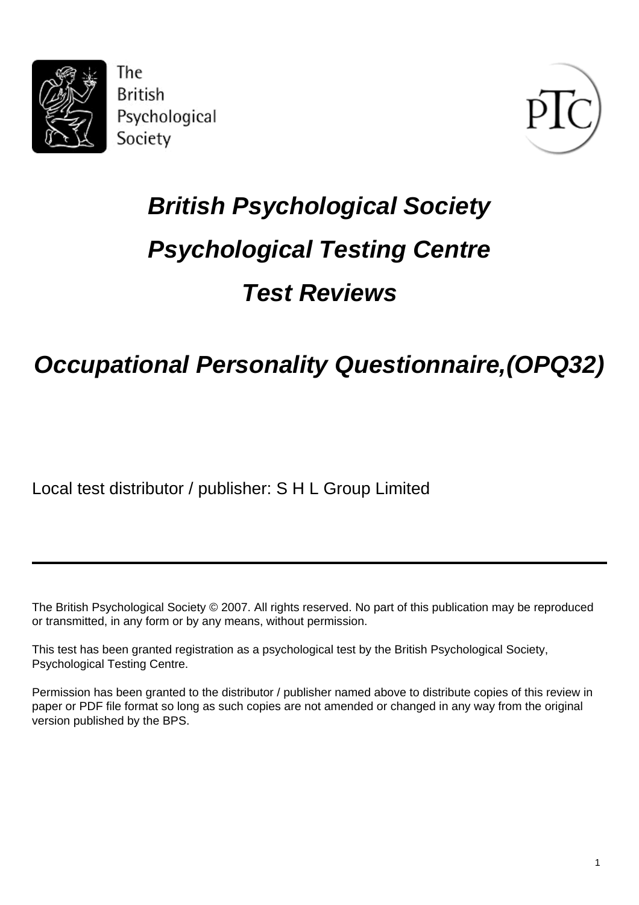The British Psychological Society

# *British Psychological Society*

# *Psychological Testing Centre*

# *Test Reviews*

## *Occupational Personality Questionnaire,(OPQ32)*

Local test distributor / publisher: S H L Group Limited

---

The British Psychological Society © 2007. All rights reserved. No part of this publication may be reproduced or transmitted, in any form or by any means, without permission.

This test has been granted registration as a psychological test by the British Psychological Society, Psychological Testing Centre.

Permission has been granted to the distributor / publisher named above to distribute copies of this review in paper or PDF file format so long as such copies are not amended or changed in any way from the original version published by the BPS.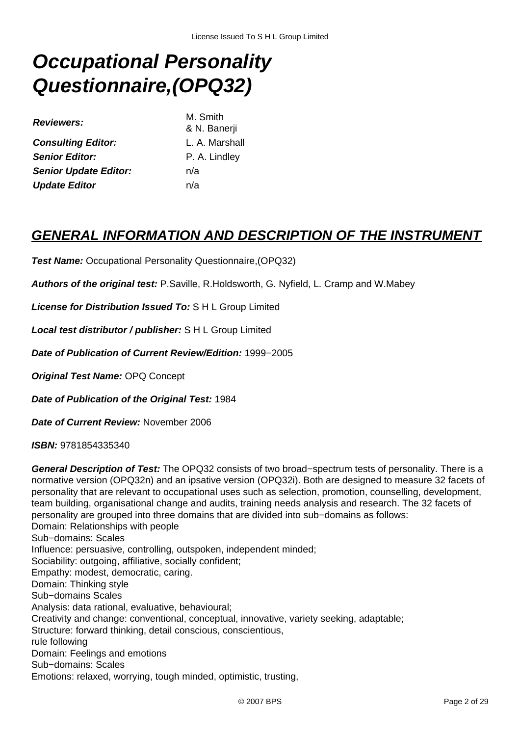# Occupational Personality Questionnaire,(OPQ32)

| | |
|---|---|
| ***Reviewers:*** | M. Smith & N. Banerji |
| ***Consulting Editor:*** | L. A. Marshall |
| ***Senior Editor:*** | P. A. Lindley |
| ***Senior Update Editor:*** | n/a |
| ***Update Editor*** | n/a |

## GENERAL INFORMATION AND DESCRIPTION OF THE INSTRUMENT

***Test Name:*** Occupational Personality Questionnaire,(OPQ32)

***Authors of the original test:*** P.Saville, R.Holdsworth, G. Nyfield, L. Cramp and W.Mabey

***License for Distribution Issued To:*** S H L Group Limited

***Local test distributor / publisher:*** S H L Group Limited

***Date of Publication of Current Review/Edition:*** 1999−2005

***Original Test Name:*** OPQ Concept

***Date of Publication of the Original Test:*** 1984

***Date of Current Review:*** November 2006

***ISBN:*** 9781854335340

***General Description of Test:*** The OPQ32 consists of two broad−spectrum tests of personality. There is a normative version (OPQ32n) and an ipsative version (OPQ32i). Both are designed to measure 32 facets of personality that are relevant to occupational uses such as selection, promotion, counselling, development, team building, organisational change and audits, training needs analysis and research. The 32 facets of personality are grouped into three domains that are divided into sub−domains as follows:
Domain: Relationships with people
Sub−domains: Scales
Influence: persuasive, controlling, outspoken, independent minded;
Sociability: outgoing, affiliative, socially confident;
Empathy: modest, democratic, caring.
Domain: Thinking style
Sub−domains Scales
Analysis: data rational, evaluative, behavioural;
Creativity and change: conventional, conceptual, innovative, variety seeking, adaptable;
Structure: forward thinking, detail conscious, conscientious,
rule following
Domain: Feelings and emotions
Sub−domains: Scales
Emotions: relaxed, worrying, tough minded, optimistic, trusting,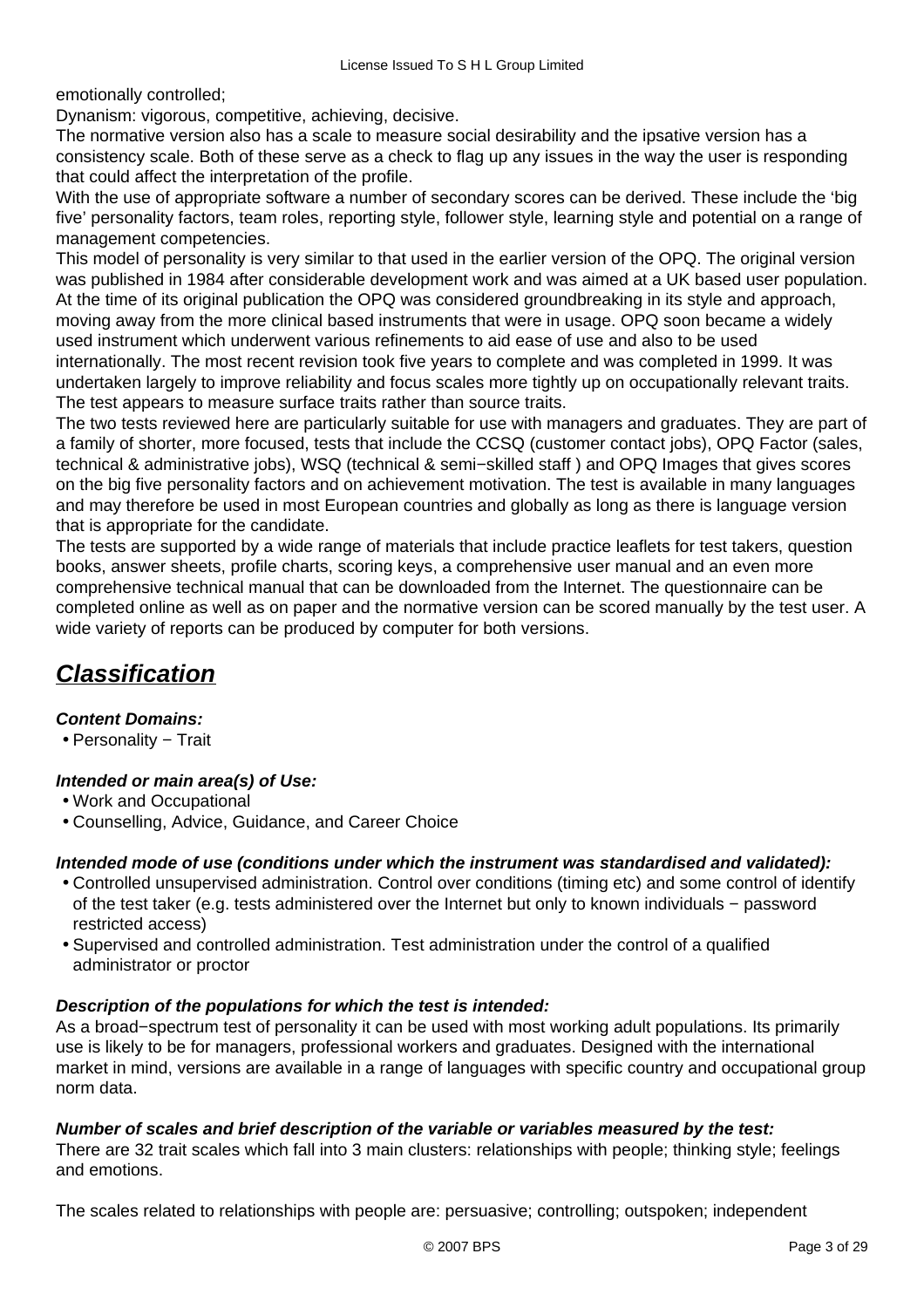emotionally controlled;

Dynanism: vigorous, competitive, achieving, decisive.

The normative version also has a scale to measure social desirability and the ipsative version has a consistency scale. Both of these serve as a check to flag up any issues in the way the user is responding that could affect the interpretation of the profile.

With the use of appropriate software a number of secondary scores can be derived. These include the 'big five' personality factors, team roles, reporting style, follower style, learning style and potential on a range of management competencies.

This model of personality is very similar to that used in the earlier version of the OPQ. The original version was published in 1984 after considerable development work and was aimed at a UK based user population. At the time of its original publication the OPQ was considered groundbreaking in its style and approach, moving away from the more clinical based instruments that were in usage. OPQ soon became a widely used instrument which underwent various refinements to aid ease of use and also to be used internationally. The most recent revision took five years to complete and was completed in 1999. It was undertaken largely to improve reliability and focus scales more tightly up on occupationally relevant traits. The test appears to measure surface traits rather than source traits.

The two tests reviewed here are particularly suitable for use with managers and graduates. They are part of a family of shorter, more focused, tests that include the CCSQ (customer contact jobs), OPQ Factor (sales, technical & administrative jobs), WSQ (technical & semi−skilled staff ) and OPQ Images that gives scores on the big five personality factors and on achievement motivation. The test is available in many languages and may therefore be used in most European countries and globally as long as there is language version that is appropriate for the candidate.

The tests are supported by a wide range of materials that include practice leaflets for test takers, question books, answer sheets, profile charts, scoring keys, a comprehensive user manual and an even more comprehensive technical manual that can be downloaded from the Internet. The questionnaire can be completed online as well as on paper and the normative version can be scored manually by the test user. A wide variety of reports can be produced by computer for both versions.

## ***Classification***

***Content Domains:***

- Personality − Trait

***Intended or main area(s) of Use:***

- Work and Occupational
- Counselling, Advice, Guidance, and Career Choice

***Intended mode of use (conditions under which the instrument was standardised and validated):***

- Controlled unsupervised administration. Control over conditions (timing etc) and some control of identify of the test taker (e.g. tests administered over the Internet but only to known individuals − password restricted access)
- Supervised and controlled administration. Test administration under the control of a qualified administrator or proctor

***Description of the populations for which the test is intended:***

As a broad−spectrum test of personality it can be used with most working adult populations. Its primarily use is likely to be for managers, professional workers and graduates. Designed with the international market in mind, versions are available in a range of languages with specific country and occupational group norm data.

***Number of scales and brief description of the variable or variables measured by the test:***

There are 32 trait scales which fall into 3 main clusters: relationships with people; thinking style; feelings and emotions.

The scales related to relationships with people are: persuasive; controlling; outspoken; independent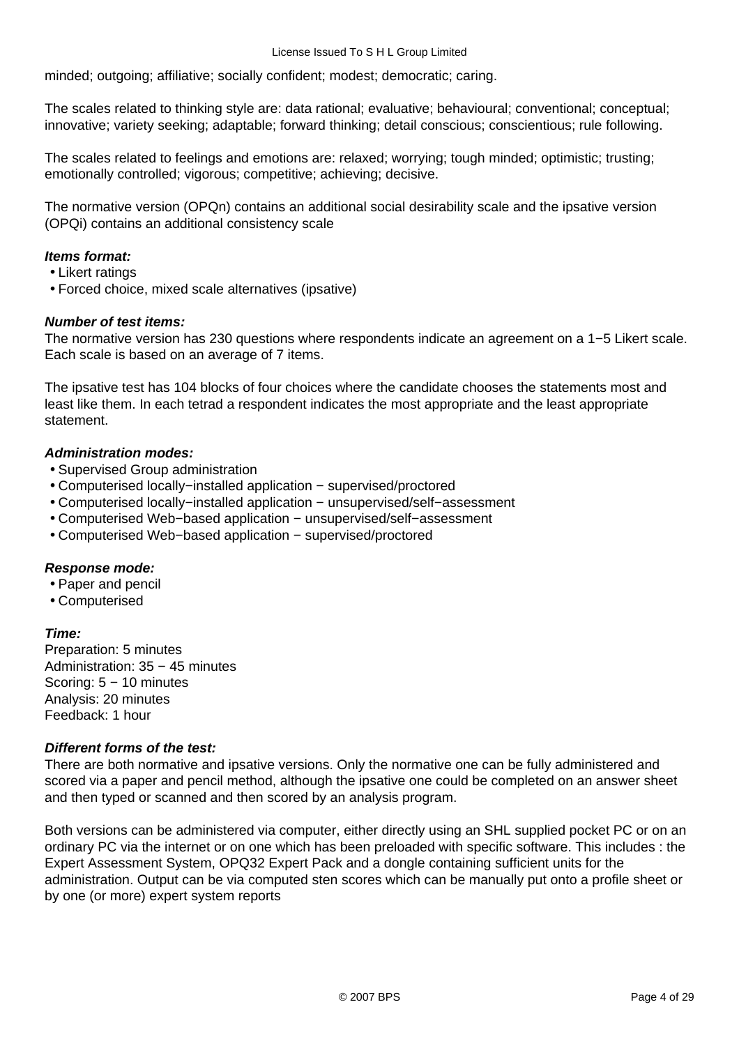minded; outgoing; affiliative; socially confident; modest; democratic; caring.

The scales related to thinking style are: data rational; evaluative; behavioural; conventional; conceptual; innovative; variety seeking; adaptable; forward thinking; detail conscious; conscientious; rule following.

The scales related to feelings and emotions are: relaxed; worrying; tough minded; optimistic; trusting; emotionally controlled; vigorous; competitive; achieving; decisive.

The normative version (OPQn) contains an additional social desirability scale and the ipsative version (OPQi) contains an additional consistency scale

***Items format:***

- Likert ratings
- Forced choice, mixed scale alternatives (ipsative)

***Number of test items:***

The normative version has 230 questions where respondents indicate an agreement on a 1−5 Likert scale. Each scale is based on an average of 7 items.

The ipsative test has 104 blocks of four choices where the candidate chooses the statements most and least like them. In each tetrad a respondent indicates the most appropriate and the least appropriate statement.

***Administration modes:***

- Supervised Group administration
- Computerised locally−installed application − supervised/proctored
- Computerised locally−installed application − unsupervised/self−assessment
- Computerised Web−based application − unsupervised/self−assessment
- Computerised Web−based application − supervised/proctored

***Response mode:***

- Paper and pencil
- Computerised

***Time:***

Preparation: 5 minutes
Administration: 35 − 45 minutes
Scoring: 5 − 10 minutes
Analysis: 20 minutes
Feedback: 1 hour

***Different forms of the test:***

There are both normative and ipsative versions. Only the normative one can be fully administered and scored via a paper and pencil method, although the ipsative one could be completed on an answer sheet and then typed or scanned and then scored by an analysis program.

Both versions can be administered via computer, either directly using an SHL supplied pocket PC or on an ordinary PC via the internet or on one which has been preloaded with specific software. This includes : the Expert Assessment System, OPQ32 Expert Pack and a dongle containing sufficient units for the administration. Output can be via computed sten scores which can be manually put onto a profile sheet or by one (or more) expert system reports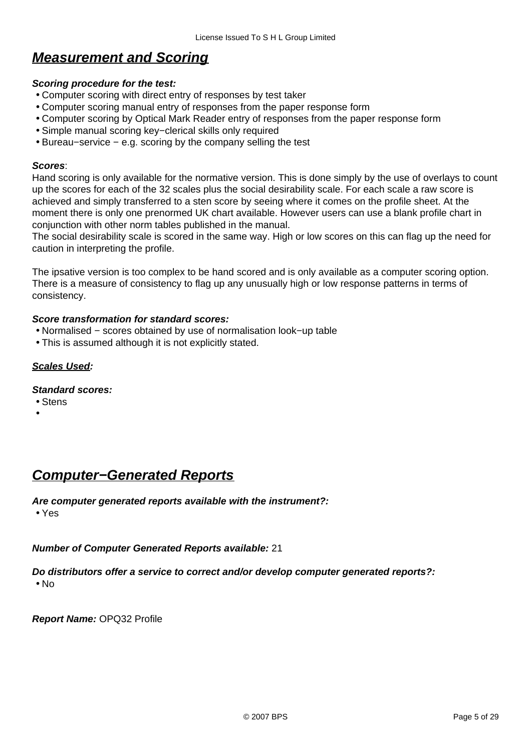## ***Measurement and Scoring***

***Scoring procedure for the test:***

- Computer scoring with direct entry of responses by test taker
- Computer scoring manual entry of responses from the paper response form
- Computer scoring by Optical Mark Reader entry of responses from the paper response form
- Simple manual scoring key−clerical skills only required
- Bureau−service − e.g. scoring by the company selling the test

***Scores***:

Hand scoring is only available for the normative version. This is done simply by the use of overlays to count up the scores for each of the 32 scales plus the social desirability scale. For each scale a raw score is achieved and simply transferred to a sten score by seeing where it comes on the profile sheet. At the moment there is only one prenormed UK chart available. However users can use a blank profile chart in conjunction with other norm tables published in the manual.
The social desirability scale is scored in the same way. High or low scores on this can flag up the need for caution in interpreting the profile.

The ipsative version is too complex to be hand scored and is only available as a computer scoring option. There is a measure of consistency to flag up any unusually high or low response patterns in terms of consistency.

***Score transformation for standard scores:***

- Normalised − scores obtained by use of normalisation look−up table
- This is assumed although it is not explicitly stated.

***Scales Used:***

***Standard scores:***

- Stens
- 

## ***Computer−Generated Reports***

***Are computer generated reports available with the instrument?:***

- Yes

***Number of Computer Generated Reports available:*** 21

***Do distributors offer a service to correct and/or develop computer generated reports?:***

- No

***Report Name:*** OPQ32 Profile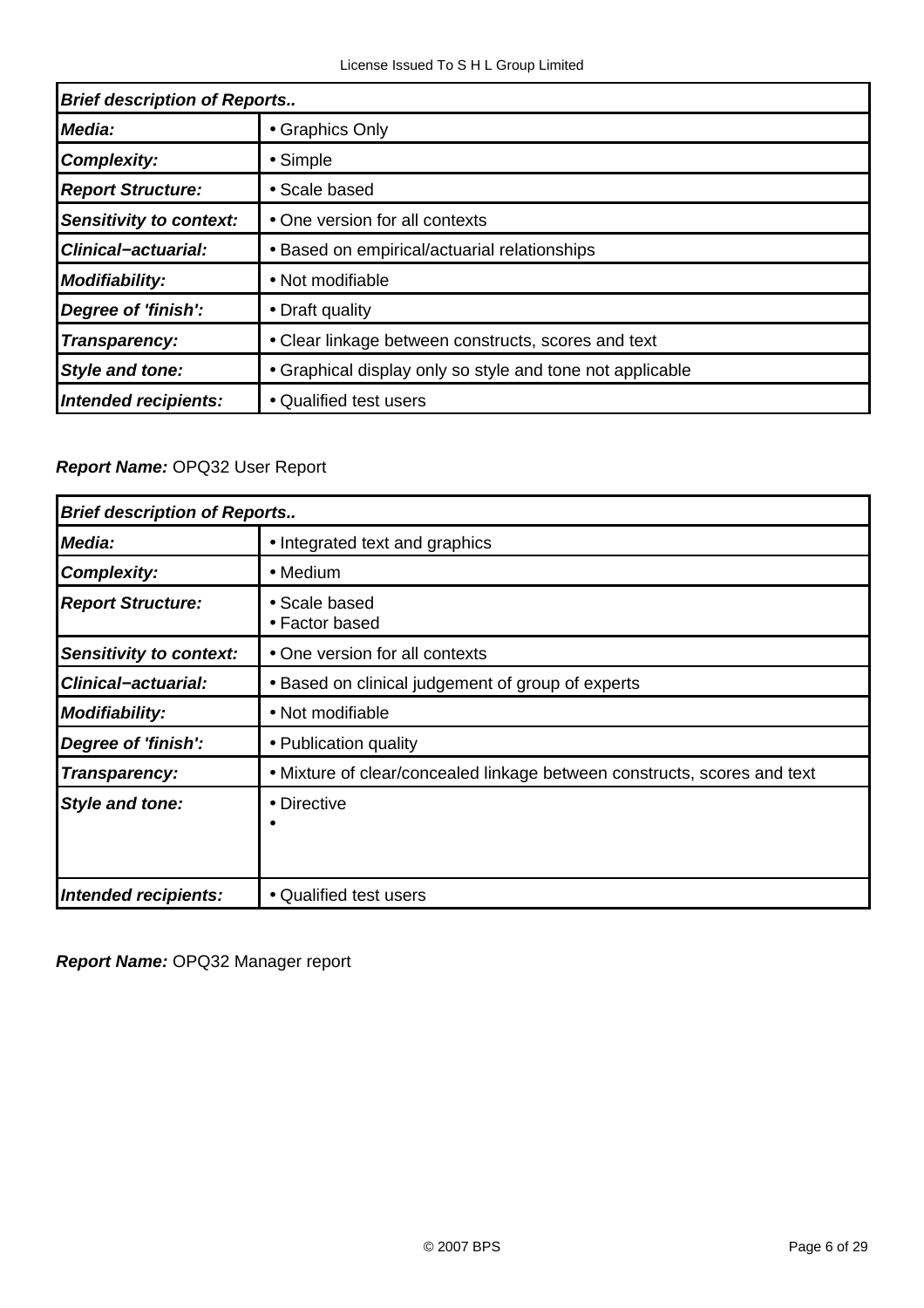| *Brief description of Reports..* | |
|---|---|
| ***Media:*** | • Graphics Only |
| ***Complexity:*** | • Simple |
| ***Report Structure:*** | • Scale based |
| ***Sensitivity to context:*** | • One version for all contexts |
| ***Clinical−actuarial:*** | • Based on empirical/actuarial relationships |
| ***Modifiability:*** | • Not modifiable |
| ***Degree of 'finish':*** | • Draft quality |
| ***Transparency:*** | • Clear linkage between constructs, scores and text |
| ***Style and tone:*** | • Graphical display only so style and tone not applicable |
| ***Intended recipients:*** | • Qualified test users |

***Report Name:*** OPQ32 User Report

| *Brief description of Reports..* | |
|---|---|
| ***Media:*** | • Integrated text and graphics |
| ***Complexity:*** | • Medium |
| ***Report Structure:*** | • Scale based<br>• Factor based |
| ***Sensitivity to context:*** | • One version for all contexts |
| ***Clinical−actuarial:*** | • Based on clinical judgement of group of experts |
| ***Modifiability:*** | • Not modifiable |
| ***Degree of 'finish':*** | • Publication quality |
| ***Transparency:*** | • Mixture of clear/concealed linkage between constructs, scores and text |
| ***Style and tone:*** | • Directive<br>• |
| ***Intended recipients:*** | • Qualified test users |

***Report Name:*** OPQ32 Manager report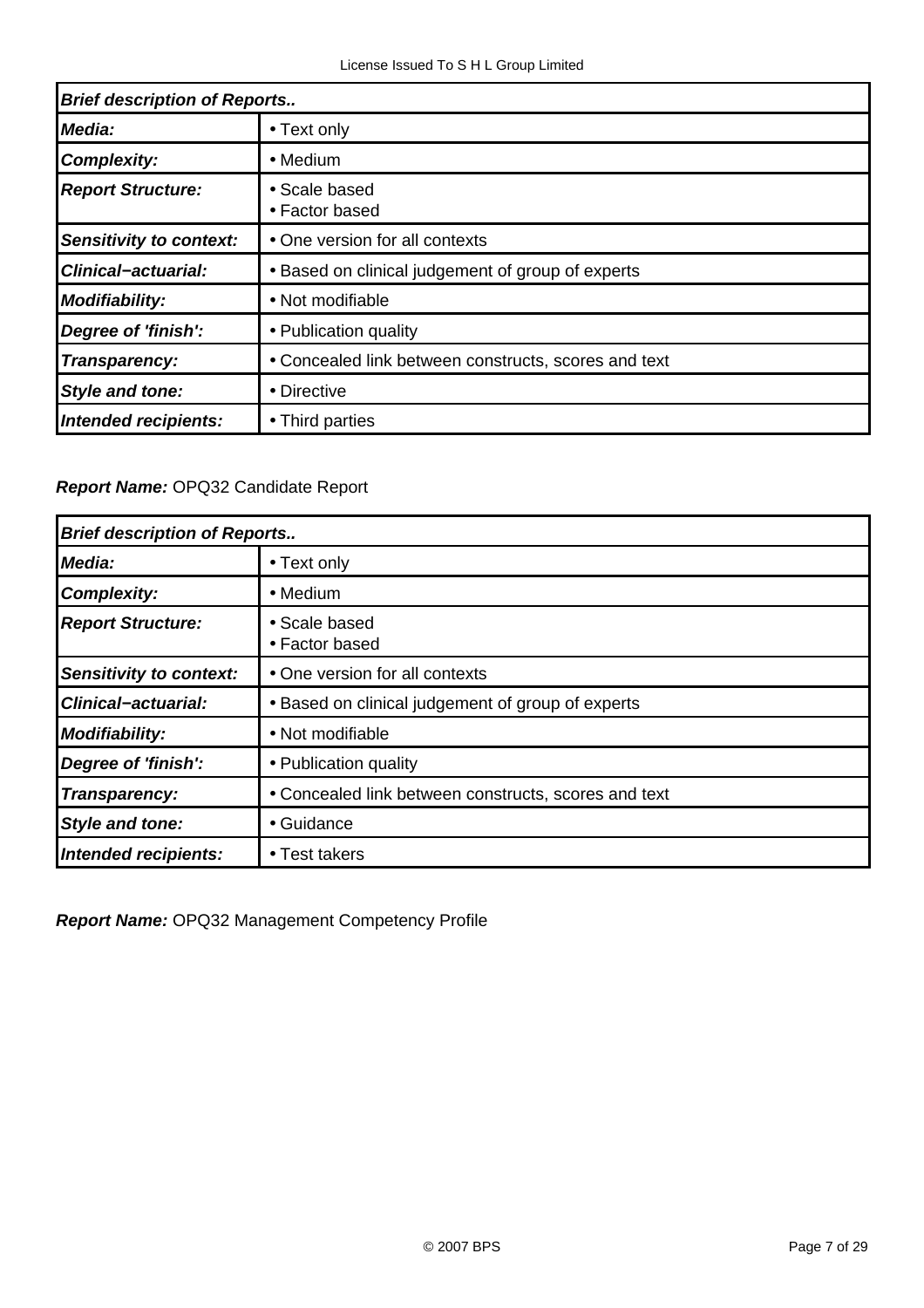| *Brief description of Reports..* | |
|---|---|
| ***Media:*** | • Text only |
| ***Complexity:*** | • Medium |
| ***Report Structure:*** | • Scale based<br>• Factor based |
| ***Sensitivity to context:*** | • One version for all contexts |
| ***Clinical−actuarial:*** | • Based on clinical judgement of group of experts |
| ***Modifiability:*** | • Not modifiable |
| ***Degree of 'finish':*** | • Publication quality |
| ***Transparency:*** | • Concealed link between constructs, scores and text |
| ***Style and tone:*** | • Directive |
| ***Intended recipients:*** | • Third parties |

***Report Name:*** OPQ32 Candidate Report

| *Brief description of Reports..* | |
|---|---|
| ***Media:*** | • Text only |
| ***Complexity:*** | • Medium |
| ***Report Structure:*** | • Scale based<br>• Factor based |
| ***Sensitivity to context:*** | • One version for all contexts |
| ***Clinical−actuarial:*** | • Based on clinical judgement of group of experts |
| ***Modifiability:*** | • Not modifiable |
| ***Degree of 'finish':*** | • Publication quality |
| ***Transparency:*** | • Concealed link between constructs, scores and text |
| ***Style and tone:*** | • Guidance |
| ***Intended recipients:*** | • Test takers |

***Report Name:*** OPQ32 Management Competency Profile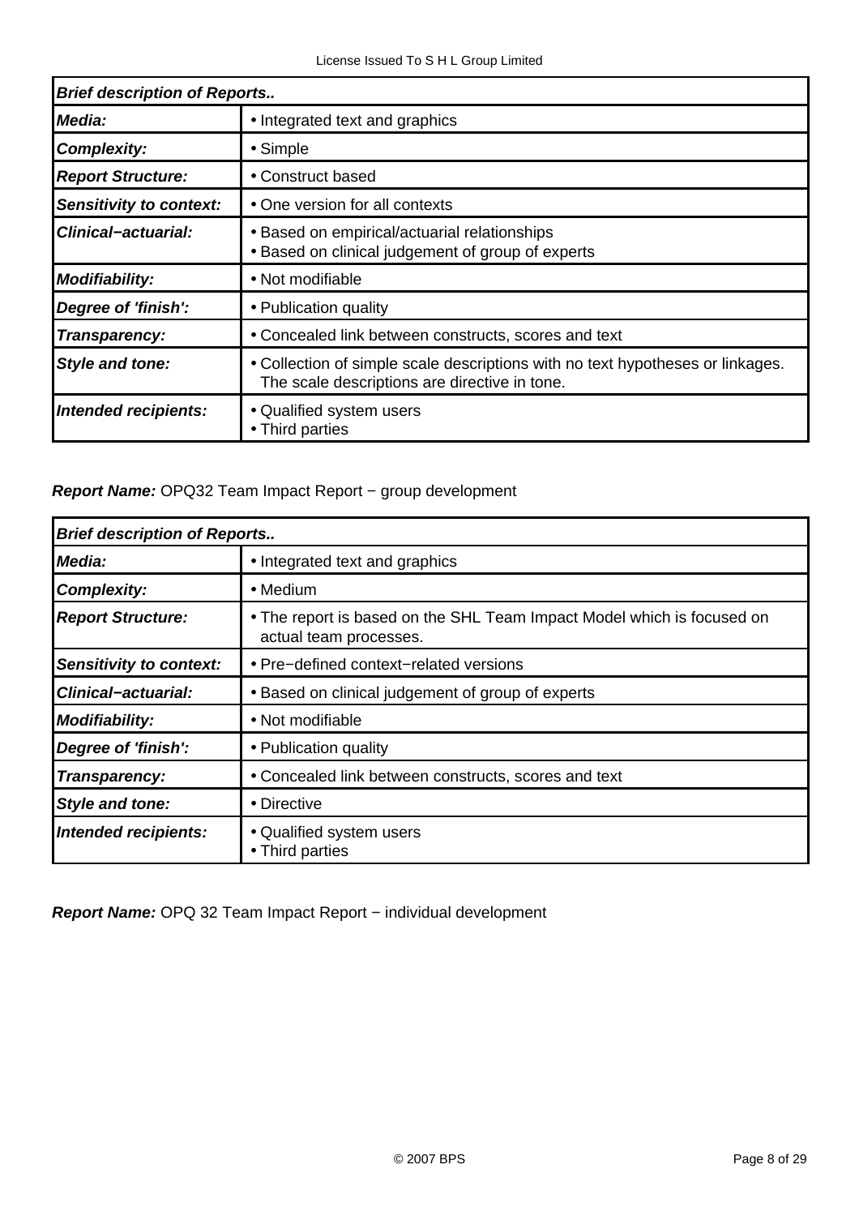| *Brief description of Reports..* | |
|---|---|
| ***Media:*** | • Integrated text and graphics |
| ***Complexity:*** | • Simple |
| ***Report Structure:*** | • Construct based |
| ***Sensitivity to context:*** | • One version for all contexts |
| ***Clinical−actuarial:*** | • Based on empirical/actuarial relationships<br>• Based on clinical judgement of group of experts |
| ***Modifiability:*** | • Not modifiable |
| ***Degree of 'finish':*** | • Publication quality |
| ***Transparency:*** | • Concealed link between constructs, scores and text |
| ***Style and tone:*** | • Collection of simple scale descriptions with no text hypotheses or linkages. The scale descriptions are directive in tone. |
| ***Intended recipients:*** | • Qualified system users<br>• Third parties |

***Report Name:*** OPQ32 Team Impact Report − group development

| *Brief description of Reports..* | |
|---|---|
| ***Media:*** | • Integrated text and graphics |
| ***Complexity:*** | • Medium |
| ***Report Structure:*** | • The report is based on the SHL Team Impact Model which is focused on actual team processes. |
| ***Sensitivity to context:*** | • Pre−defined context−related versions |
| ***Clinical−actuarial:*** | • Based on clinical judgement of group of experts |
| ***Modifiability:*** | • Not modifiable |
| ***Degree of 'finish':*** | • Publication quality |
| ***Transparency:*** | • Concealed link between constructs, scores and text |
| ***Style and tone:*** | • Directive |
| ***Intended recipients:*** | • Qualified system users<br>• Third parties |

***Report Name:*** OPQ 32 Team Impact Report − individual development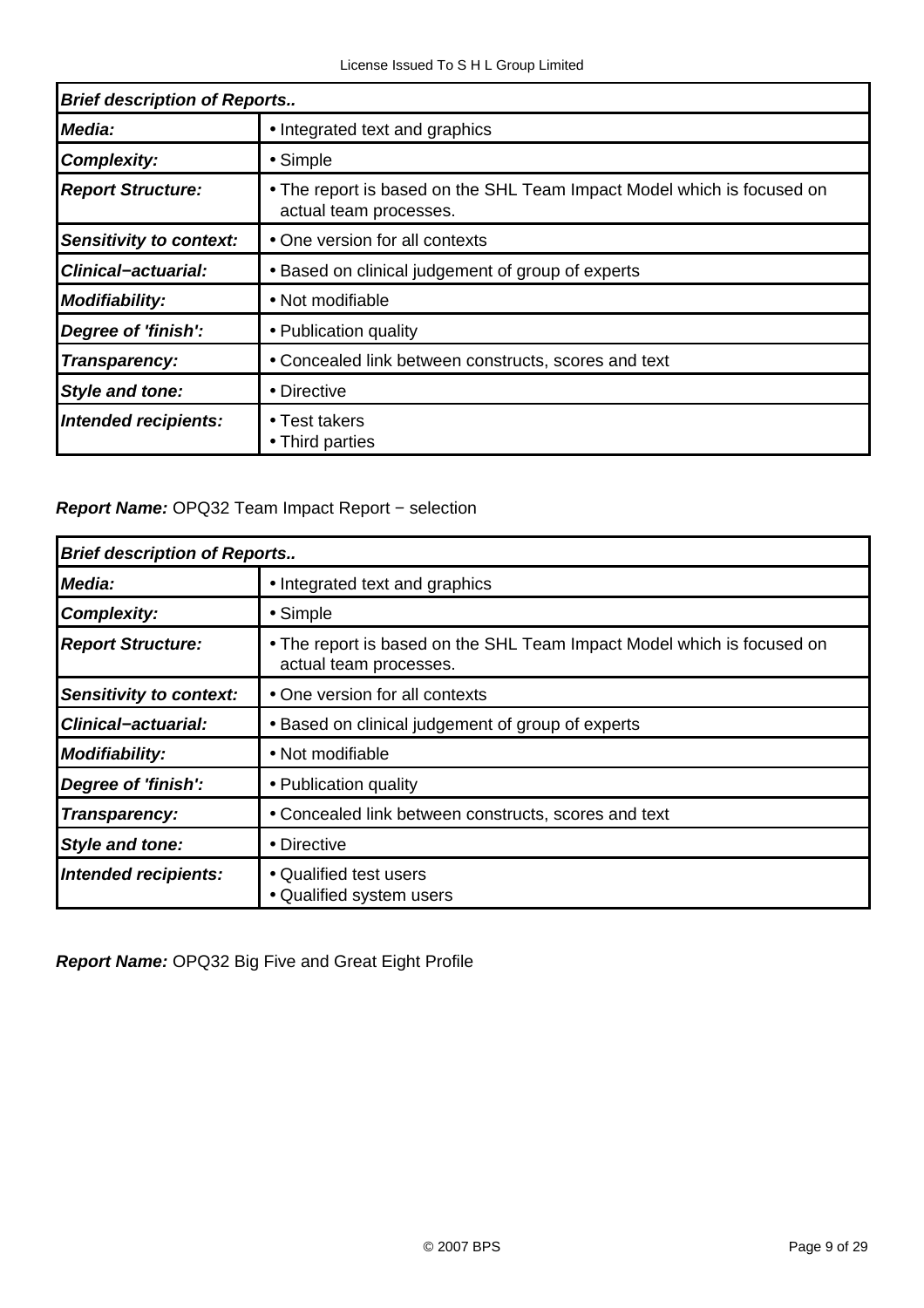| *Brief description of Reports..* | |
|---|---|
| ***Media:*** | • Integrated text and graphics |
| ***Complexity:*** | • Simple |
| ***Report Structure:*** | • The report is based on the SHL Team Impact Model which is focused on actual team processes. |
| ***Sensitivity to context:*** | • One version for all contexts |
| ***Clinical−actuarial:*** | • Based on clinical judgement of group of experts |
| ***Modifiability:*** | • Not modifiable |
| ***Degree of 'finish':*** | • Publication quality |
| ***Transparency:*** | • Concealed link between constructs, scores and text |
| ***Style and tone:*** | • Directive |
| ***Intended recipients:*** | • Test takers<br>• Third parties |

***Report Name:*** OPQ32 Team Impact Report − selection

| *Brief description of Reports..* | |
|---|---|
| ***Media:*** | • Integrated text and graphics |
| ***Complexity:*** | • Simple |
| ***Report Structure:*** | • The report is based on the SHL Team Impact Model which is focused on actual team processes. |
| ***Sensitivity to context:*** | • One version for all contexts |
| ***Clinical−actuarial:*** | • Based on clinical judgement of group of experts |
| ***Modifiability:*** | • Not modifiable |
| ***Degree of 'finish':*** | • Publication quality |
| ***Transparency:*** | • Concealed link between constructs, scores and text |
| ***Style and tone:*** | • Directive |
| ***Intended recipients:*** | • Qualified test users<br>• Qualified system users |

***Report Name:*** OPQ32 Big Five and Great Eight Profile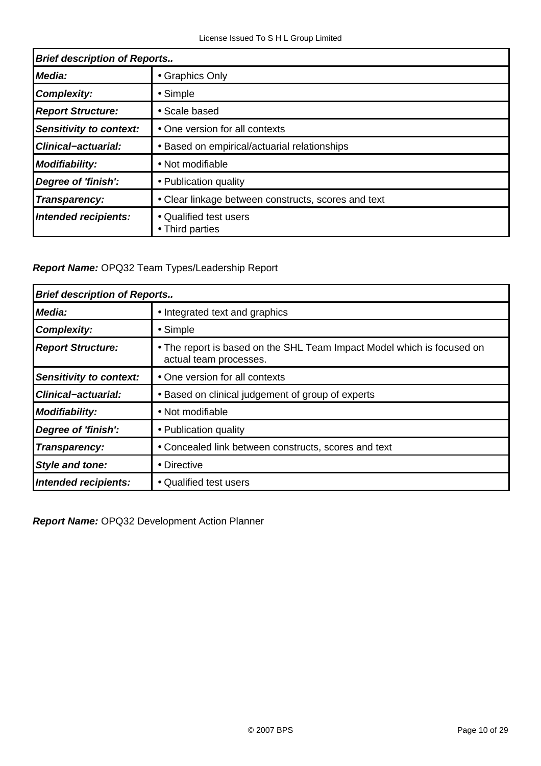| *Brief description of Reports..* | |
|---|---|
| ***Media:*** | • Graphics Only |
| ***Complexity:*** | • Simple |
| ***Report Structure:*** | • Scale based |
| ***Sensitivity to context:*** | • One version for all contexts |
| ***Clinical−actuarial:*** | • Based on empirical/actuarial relationships |
| ***Modifiability:*** | • Not modifiable |
| ***Degree of 'finish':*** | • Publication quality |
| ***Transparency:*** | • Clear linkage between constructs, scores and text |
| ***Intended recipients:*** | • Qualified test users<br>• Third parties |

***Report Name:*** OPQ32 Team Types/Leadership Report

| *Brief description of Reports..* | |
|---|---|
| ***Media:*** | • Integrated text and graphics |
| ***Complexity:*** | • Simple |
| ***Report Structure:*** | • The report is based on the SHL Team Impact Model which is focused on actual team processes. |
| ***Sensitivity to context:*** | • One version for all contexts |
| ***Clinical−actuarial:*** | • Based on clinical judgement of group of experts |
| ***Modifiability:*** | • Not modifiable |
| ***Degree of 'finish':*** | • Publication quality |
| ***Transparency:*** | • Concealed link between constructs, scores and text |
| ***Style and tone:*** | • Directive |
| ***Intended recipients:*** | • Qualified test users |

***Report Name:*** OPQ32 Development Action Planner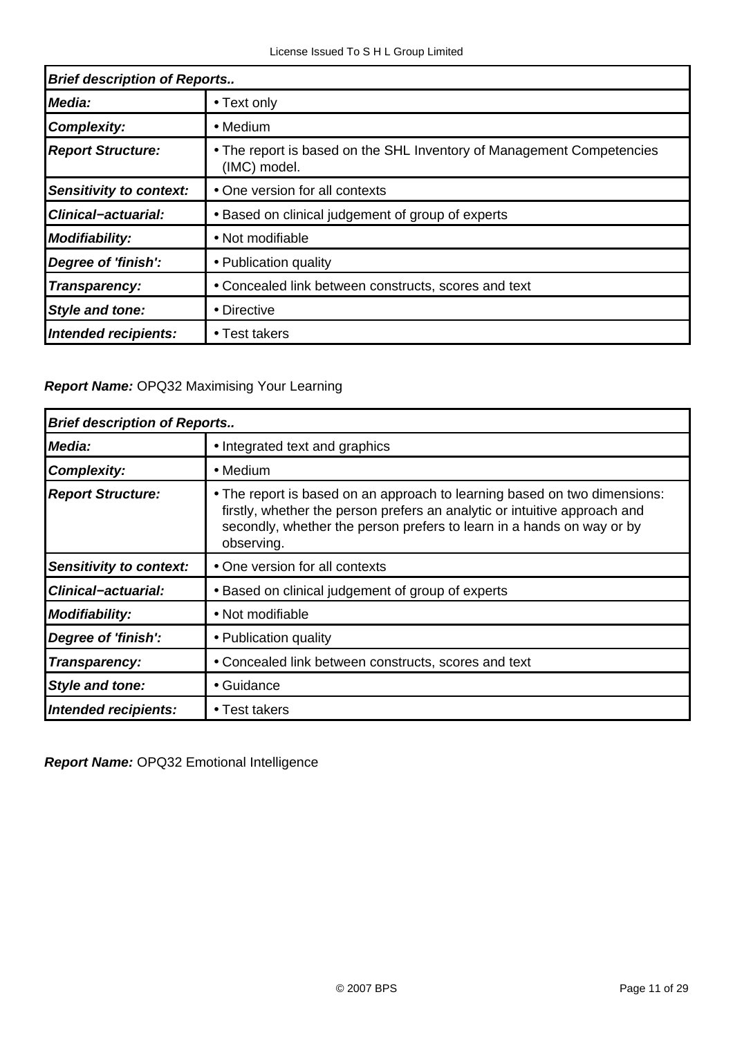| *Brief description of Reports..* | |
|---|---|
| ***Media:*** | • Text only |
| ***Complexity:*** | • Medium |
| ***Report Structure:*** | • The report is based on the SHL Inventory of Management Competencies (IMC) model. |
| ***Sensitivity to context:*** | • One version for all contexts |
| ***Clinical−actuarial:*** | • Based on clinical judgement of group of experts |
| ***Modifiability:*** | • Not modifiable |
| ***Degree of 'finish':*** | • Publication quality |
| ***Transparency:*** | • Concealed link between constructs, scores and text |
| ***Style and tone:*** | • Directive |
| ***Intended recipients:*** | • Test takers |

***Report Name:*** OPQ32 Maximising Your Learning

| *Brief description of Reports..* | |
|---|---|
| ***Media:*** | • Integrated text and graphics |
| ***Complexity:*** | • Medium |
| ***Report Structure:*** | • The report is based on an approach to learning based on two dimensions: firstly, whether the person prefers an analytic or intuitive approach and secondly, whether the person prefers to learn in a hands on way or by observing. |
| ***Sensitivity to context:*** | • One version for all contexts |
| ***Clinical−actuarial:*** | • Based on clinical judgement of group of experts |
| ***Modifiability:*** | • Not modifiable |
| ***Degree of 'finish':*** | • Publication quality |
| ***Transparency:*** | • Concealed link between constructs, scores and text |
| ***Style and tone:*** | • Guidance |
| ***Intended recipients:*** | • Test takers |

***Report Name:*** OPQ32 Emotional Intelligence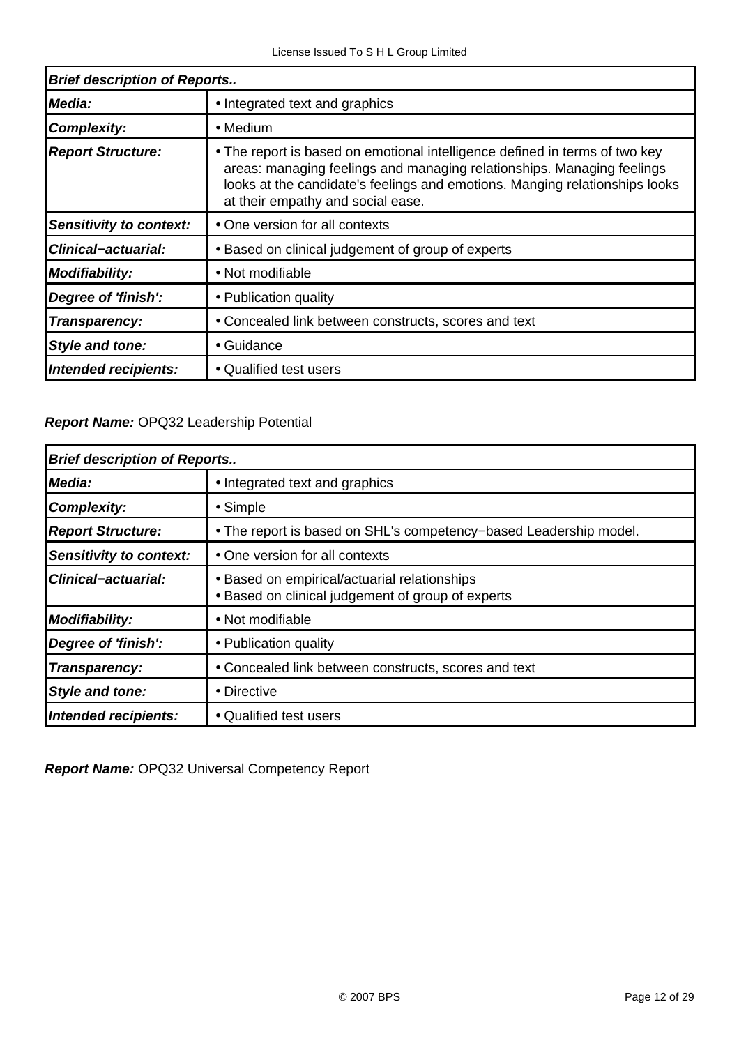| *Brief description of Reports..* | |
|---|---|
| ***Media:*** | • Integrated text and graphics |
| ***Complexity:*** | • Medium |
| ***Report Structure:*** | • The report is based on emotional intelligence defined in terms of two key areas: managing feelings and managing relationships. Managing feelings looks at the candidate's feelings and emotions. Manging relationships looks at their empathy and social ease. |
| ***Sensitivity to context:*** | • One version for all contexts |
| ***Clinical−actuarial:*** | • Based on clinical judgement of group of experts |
| ***Modifiability:*** | • Not modifiable |
| ***Degree of 'finish':*** | • Publication quality |
| ***Transparency:*** | • Concealed link between constructs, scores and text |
| ***Style and tone:*** | • Guidance |
| ***Intended recipients:*** | • Qualified test users |

***Report Name:*** OPQ32 Leadership Potential

| *Brief description of Reports..* | |
|---|---|
| ***Media:*** | • Integrated text and graphics |
| ***Complexity:*** | • Simple |
| ***Report Structure:*** | • The report is based on SHL's competency−based Leadership model. |
| ***Sensitivity to context:*** | • One version for all contexts |
| ***Clinical−actuarial:*** | • Based on empirical/actuarial relationships<br>• Based on clinical judgement of group of experts |
| ***Modifiability:*** | • Not modifiable |
| ***Degree of 'finish':*** | • Publication quality |
| ***Transparency:*** | • Concealed link between constructs, scores and text |
| ***Style and tone:*** | • Directive |
| ***Intended recipients:*** | • Qualified test users |

***Report Name:*** OPQ32 Universal Competency Report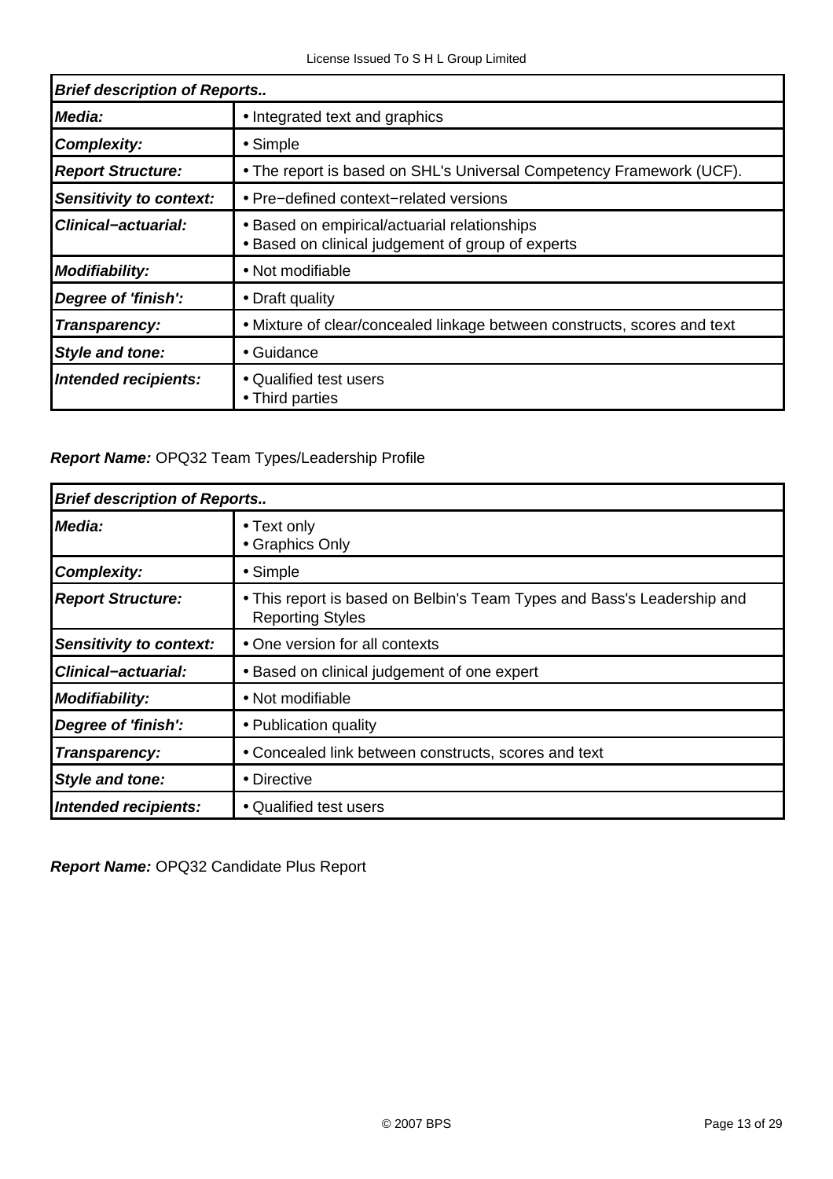| *Brief description of Reports..* | |
|---|---|
| ***Media:*** | • Integrated text and graphics |
| ***Complexity:*** | • Simple |
| ***Report Structure:*** | • The report is based on SHL's Universal Competency Framework (UCF). |
| ***Sensitivity to context:*** | • Pre−defined context−related versions |
| ***Clinical−actuarial:*** | • Based on empirical/actuarial relationships<br>• Based on clinical judgement of group of experts |
| ***Modifiability:*** | • Not modifiable |
| ***Degree of 'finish':*** | • Draft quality |
| ***Transparency:*** | • Mixture of clear/concealed linkage between constructs, scores and text |
| ***Style and tone:*** | • Guidance |
| ***Intended recipients:*** | • Qualified test users<br>• Third parties |

***Report Name:*** OPQ32 Team Types/Leadership Profile

| *Brief description of Reports..* | |
|---|---|
| ***Media:*** | • Text only<br>• Graphics Only |
| ***Complexity:*** | • Simple |
| ***Report Structure:*** | • This report is based on Belbin's Team Types and Bass's Leadership and Reporting Styles |
| ***Sensitivity to context:*** | • One version for all contexts |
| ***Clinical−actuarial:*** | • Based on clinical judgement of one expert |
| ***Modifiability:*** | • Not modifiable |
| ***Degree of 'finish':*** | • Publication quality |
| ***Transparency:*** | • Concealed link between constructs, scores and text |
| ***Style and tone:*** | • Directive |
| ***Intended recipients:*** | • Qualified test users |

***Report Name:*** OPQ32 Candidate Plus Report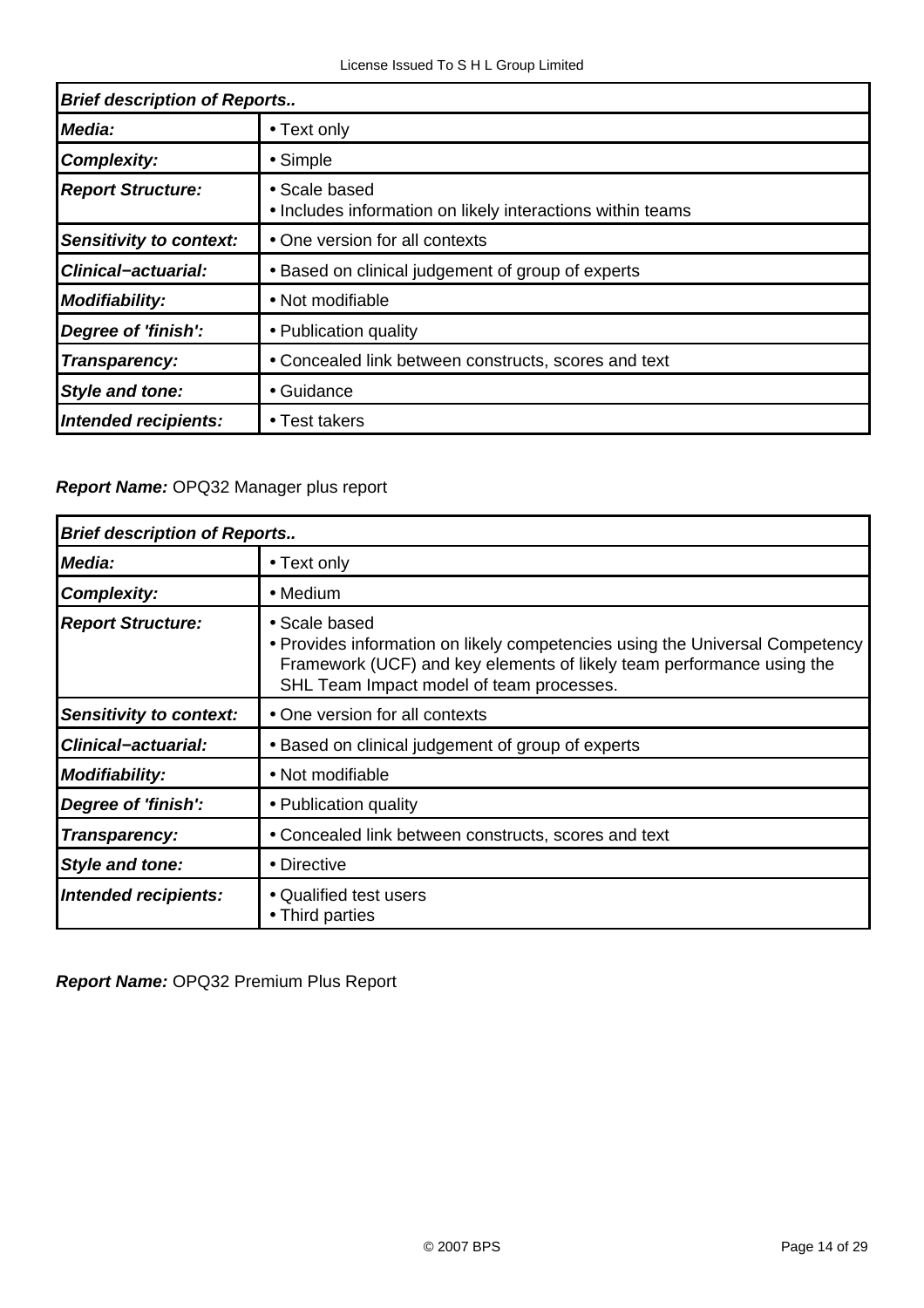| *Brief description of Reports..* | |
|---|---|
| ***Media:*** | • Text only |
| ***Complexity:*** | • Simple |
| ***Report Structure:*** | • Scale based<br>• Includes information on likely interactions within teams |
| ***Sensitivity to context:*** | • One version for all contexts |
| ***Clinical−actuarial:*** | • Based on clinical judgement of group of experts |
| ***Modifiability:*** | • Not modifiable |
| ***Degree of 'finish':*** | • Publication quality |
| ***Transparency:*** | • Concealed link between constructs, scores and text |
| ***Style and tone:*** | • Guidance |
| ***Intended recipients:*** | • Test takers |

***Report Name:*** OPQ32 Manager plus report

| *Brief description of Reports..* | |
|---|---|
| ***Media:*** | • Text only |
| ***Complexity:*** | • Medium |
| ***Report Structure:*** | • Scale based<br>• Provides information on likely competencies using the Universal Competency Framework (UCF) and key elements of likely team performance using the SHL Team Impact model of team processes. |
| ***Sensitivity to context:*** | • One version for all contexts |
| ***Clinical−actuarial:*** | • Based on clinical judgement of group of experts |
| ***Modifiability:*** | • Not modifiable |
| ***Degree of 'finish':*** | • Publication quality |
| ***Transparency:*** | • Concealed link between constructs, scores and text |
| ***Style and tone:*** | • Directive |
| ***Intended recipients:*** | • Qualified test users<br>• Third parties |

***Report Name:*** OPQ32 Premium Plus Report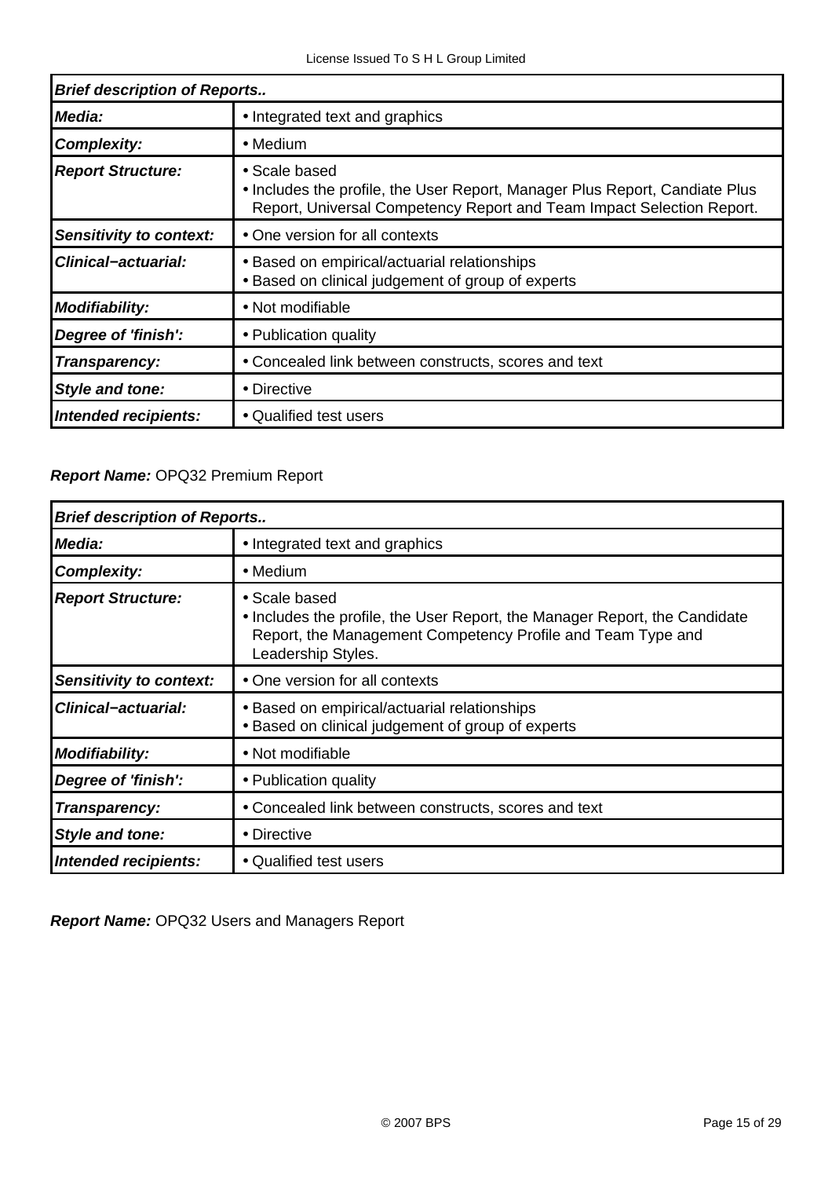| *Brief description of Reports..* | |
|---|---|
| ***Media:*** | • Integrated text and graphics |
| ***Complexity:*** | • Medium |
| ***Report Structure:*** | • Scale based<br>• Includes the profile, the User Report, Manager Plus Report, Candiate Plus Report, Universal Competency Report and Team Impact Selection Report. |
| ***Sensitivity to context:*** | • One version for all contexts |
| ***Clinical−actuarial:*** | • Based on empirical/actuarial relationships<br>• Based on clinical judgement of group of experts |
| ***Modifiability:*** | • Not modifiable |
| ***Degree of 'finish':*** | • Publication quality |
| ***Transparency:*** | • Concealed link between constructs, scores and text |
| ***Style and tone:*** | • Directive |
| ***Intended recipients:*** | • Qualified test users |

***Report Name:*** OPQ32 Premium Report

| *Brief description of Reports..* | |
|---|---|
| ***Media:*** | • Integrated text and graphics |
| ***Complexity:*** | • Medium |
| ***Report Structure:*** | • Scale based<br>• Includes the profile, the User Report, the Manager Report, the Candidate Report, the Management Competency Profile and Team Type and Leadership Styles. |
| ***Sensitivity to context:*** | • One version for all contexts |
| ***Clinical−actuarial:*** | • Based on empirical/actuarial relationships<br>• Based on clinical judgement of group of experts |
| ***Modifiability:*** | • Not modifiable |
| ***Degree of 'finish':*** | • Publication quality |
| ***Transparency:*** | • Concealed link between constructs, scores and text |
| ***Style and tone:*** | • Directive |
| ***Intended recipients:*** | • Qualified test users |

***Report Name:*** OPQ32 Users and Managers Report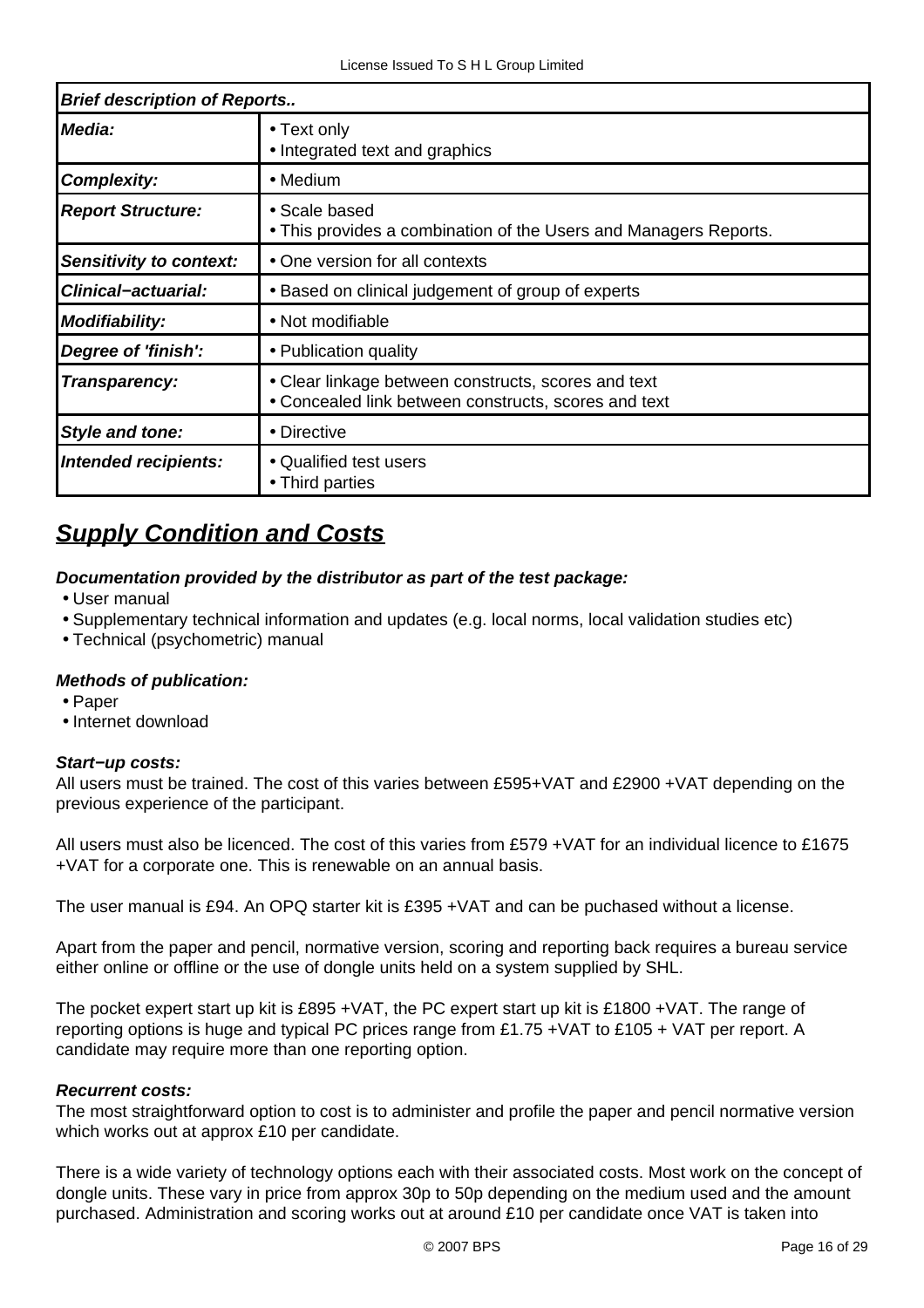| *Brief description of Reports..* | |
|---|---|
| ***Media:*** | • Text only<br>• Integrated text and graphics |
| ***Complexity:*** | • Medium |
| ***Report Structure:*** | • Scale based<br>• This provides a combination of the Users and Managers Reports. |
| ***Sensitivity to context:*** | • One version for all contexts |
| ***Clinical−actuarial:*** | • Based on clinical judgement of group of experts |
| ***Modifiability:*** | • Not modifiable |
| ***Degree of 'finish':*** | • Publication quality |
| ***Transparency:*** | • Clear linkage between constructs, scores and text<br>• Concealed link between constructs, scores and text |
| ***Style and tone:*** | • Directive |
| ***Intended recipients:*** | • Qualified test users<br>• Third parties |

## ***Supply Condition and Costs***

***Documentation provided by the distributor as part of the test package:***

- User manual
- Supplementary technical information and updates (e.g. local norms, local validation studies etc)
- Technical (psychometric) manual

***Methods of publication:***

- Paper
- Internet download

***Start−up costs:***

All users must be trained. The cost of this varies between £595+VAT and £2900 +VAT depending on the previous experience of the participant.

All users must also be licenced. The cost of this varies from £579 +VAT for an individual licence to £1675 +VAT for a corporate one. This is renewable on an annual basis.

The user manual is £94. An OPQ starter kit is £395 +VAT and can be puchased without a license.

Apart from the paper and pencil, normative version, scoring and reporting back requires a bureau service either online or offline or the use of dongle units held on a system supplied by SHL.

The pocket expert start up kit is £895 +VAT, the PC expert start up kit is £1800 +VAT. The range of reporting options is huge and typical PC prices range from £1.75 +VAT to £105 + VAT per report. A candidate may require more than one reporting option.

***Recurrent costs:***

The most straightforward option to cost is to administer and profile the paper and pencil normative version which works out at approx £10 per candidate.

There is a wide variety of technology options each with their associated costs. Most work on the concept of dongle units. These vary in price from approx 30p to 50p depending on the medium used and the amount purchased. Administration and scoring works out at around £10 per candidate once VAT is taken into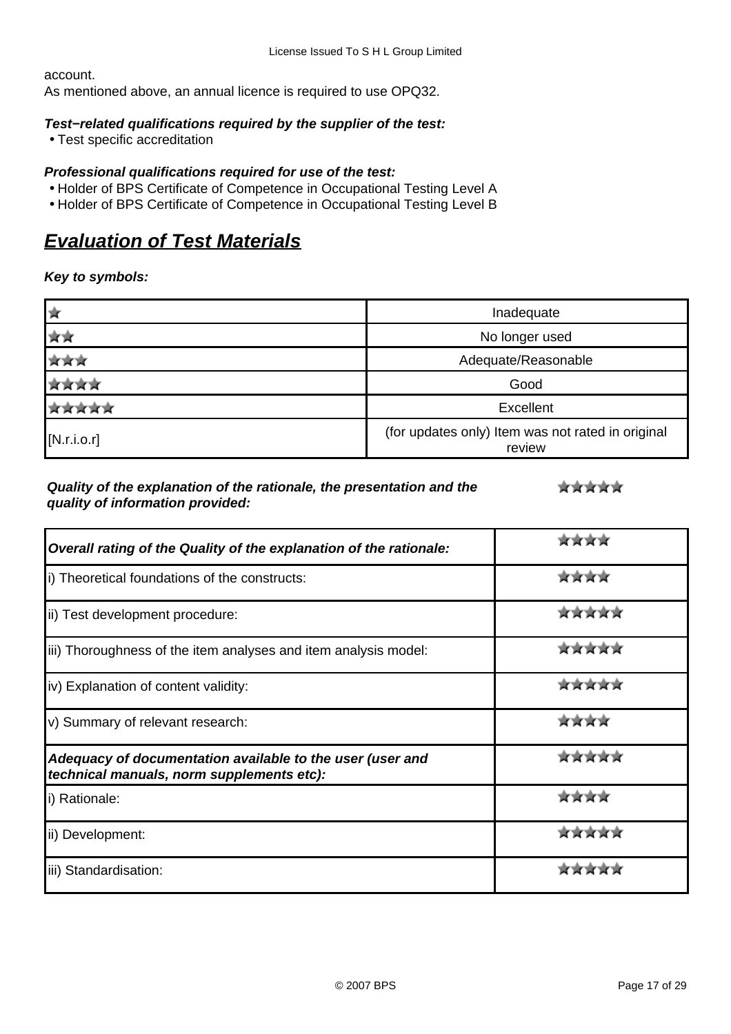account.
As mentioned above, an annual licence is required to use OPQ32.

***Test−related qualifications required by the supplier of the test:***

- Test specific accreditation

***Professional qualifications required for use of the test:***

- Holder of BPS Certificate of Competence in Occupational Testing Level A
- Holder of BPS Certificate of Competence in Occupational Testing Level B

# ***Evaluation of Test Materials***

***Key to symbols:***

| | |
|---|---|
| ★ | Inadequate |
| ★★ | No longer used |
| ★★★ | Adequate/Reasonable |
| ★★★★ | Good |
| ★★★★★ | Excellent |
| [N.r.i.o.r] | (for updates only) Item was not rated in original review |

***Quality of the explanation of the rationale, the presentation and the quality of information provided:*** ★★★★★

| | |
|---|---|
| ***Overall rating of the Quality of the explanation of the rationale:*** | ★★★★ |
| i) Theoretical foundations of the constructs: | ★★★★ |
| ii) Test development procedure: | ★★★★★ |
| iii) Thoroughness of the item analyses and item analysis model: | ★★★★★ |
| iv) Explanation of content validity: | ★★★★★ |
| v) Summary of relevant research: | ★★★★ |
| ***Adequacy of documentation available to the user (user and technical manuals, norm supplements etc):*** | ★★★★★ |
| i) Rationale: | ★★★★ |
| ii) Development: | ★★★★★ |
| iii) Standardisation: | ★★★★★ |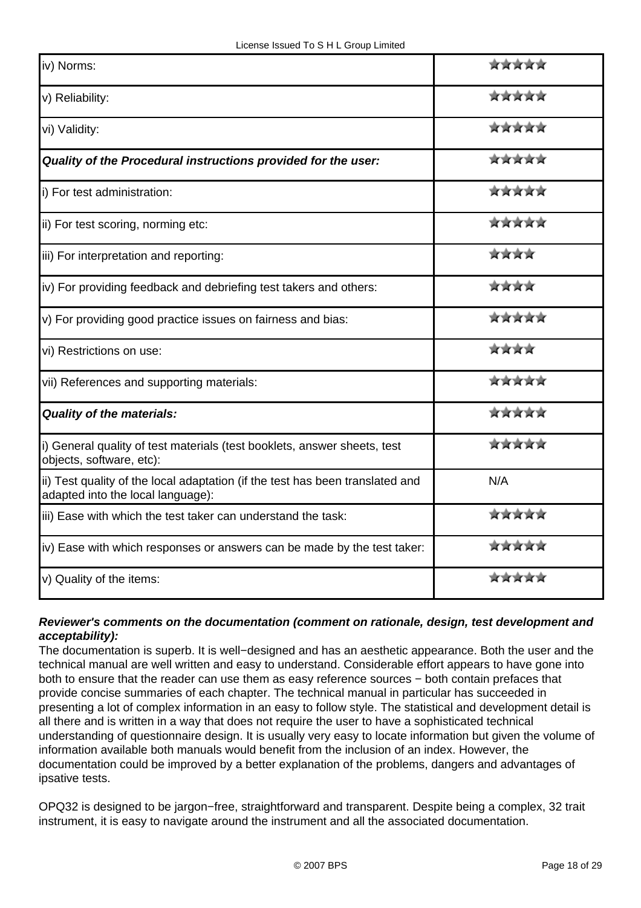| | |
|---|---|
| iv) Norms: | ★★★★★ |
| v) Reliability: | ★★★★★ |
| vi) Validity: | ★★★★★ |
| ***Quality of the Procedural instructions provided for the user:*** | ★★★★★ |
| i) For test administration: | ★★★★★ |
| ii) For test scoring, norming etc: | ★★★★★ |
| iii) For interpretation and reporting: | ★★★★ |
| iv) For providing feedback and debriefing test takers and others: | ★★★★ |
| v) For providing good practice issues on fairness and bias: | ★★★★★ |
| vi) Restrictions on use: | ★★★★ |
| vii) References and supporting materials: | ★★★★★ |
| ***Quality of the materials:*** | ★★★★★ |
| i) General quality of test materials (test booklets, answer sheets, test objects, software, etc): | ★★★★★ |
| ii) Test quality of the local adaptation (if the test has been translated and adapted into the local language): | N/A |
| iii) Ease with which the test taker can understand the task: | ★★★★★ |
| iv) Ease with which responses or answers can be made by the test taker: | ★★★★★ |
| v) Quality of the items: | ★★★★★ |

***Reviewer's comments on the documentation (comment on rationale, design, test development and acceptability):***

The documentation is superb. It is well−designed and has an aesthetic appearance. Both the user and the technical manual are well written and easy to understand. Considerable effort appears to have gone into both to ensure that the reader can use them as easy reference sources − both contain prefaces that provide concise summaries of each chapter. The technical manual in particular has succeeded in presenting a lot of complex information in an easy to follow style. The statistical and development detail is all there and is written in a way that does not require the user to have a sophisticated technical understanding of questionnaire design. It is usually very easy to locate information but given the volume of information available both manuals would benefit from the inclusion of an index. However, the documentation could be improved by a better explanation of the problems, dangers and advantages of ipsative tests.

OPQ32 is designed to be jargon−free, straightforward and transparent. Despite being a complex, 32 trait instrument, it is easy to navigate around the instrument and all the associated documentation.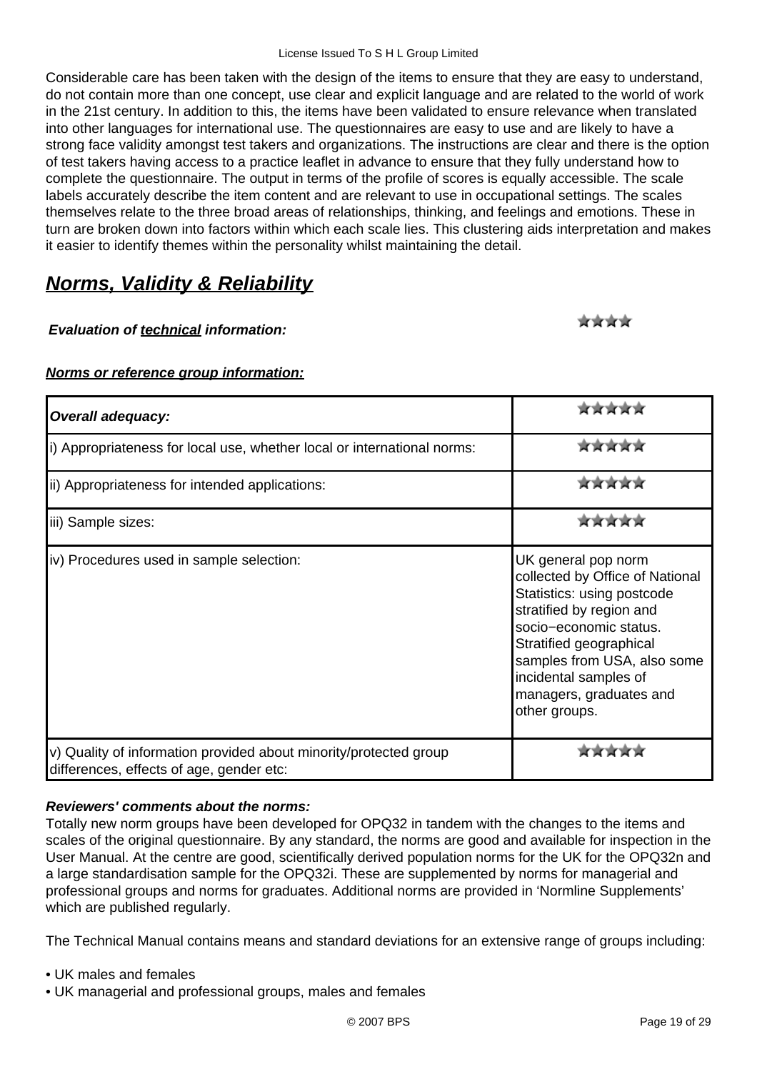Considerable care has been taken with the design of the items to ensure that they are easy to understand, do not contain more than one concept, use clear and explicit language and are related to the world of work in the 21st century. In addition to this, the items have been validated to ensure relevance when translated into other languages for international use. The questionnaires are easy to use and are likely to have a strong face validity amongst test takers and organizations. The instructions are clear and there is the option of test takers having access to a practice leaflet in advance to ensure that they fully understand how to complete the questionnaire. The output in terms of the profile of scores is equally accessible. The scale labels accurately describe the item content and are relevant to use in occupational settings. The scales themselves relate to the three broad areas of relationships, thinking, and feelings and emotions. These in turn are broken down into factors within which each scale lies. This clustering aids interpretation and makes it easier to identify themes within the personality whilst maintaining the detail.

## ***Norms, Validity & Reliability***

***Evaluation of technical information:*** ★★★★

***Norms or reference group information:***

| ***Overall adequacy:*** | ★★★★★ |
| --- | --- |
| i) Appropriateness for local use, whether local or international norms: | ★★★★★ |
| ii) Appropriateness for intended applications: | ★★★★★ |
| iii) Sample sizes: | ★★★★★ |
| iv) Procedures used in sample selection: | UK general pop norm collected by Office of National Statistics: using postcode stratified by region and socio−economic status. Stratified geographical samples from USA, also some incidental samples of managers, graduates and other groups. |
| v) Quality of information provided about minority/protected group differences, effects of age, gender etc: | ★★★★★ |

***Reviewers' comments about the norms:***

Totally new norm groups have been developed for OPQ32 in tandem with the changes to the items and scales of the original questionnaire. By any standard, the norms are good and available for inspection in the User Manual. At the centre are good, scientifically derived population norms for the UK for the OPQ32n and a large standardisation sample for the OPQ32i. These are supplemented by norms for managerial and professional groups and norms for graduates. Additional norms are provided in 'Normline Supplements' which are published regularly.

The Technical Manual contains means and standard deviations for an extensive range of groups including:

- UK males and females
- UK managerial and professional groups, males and females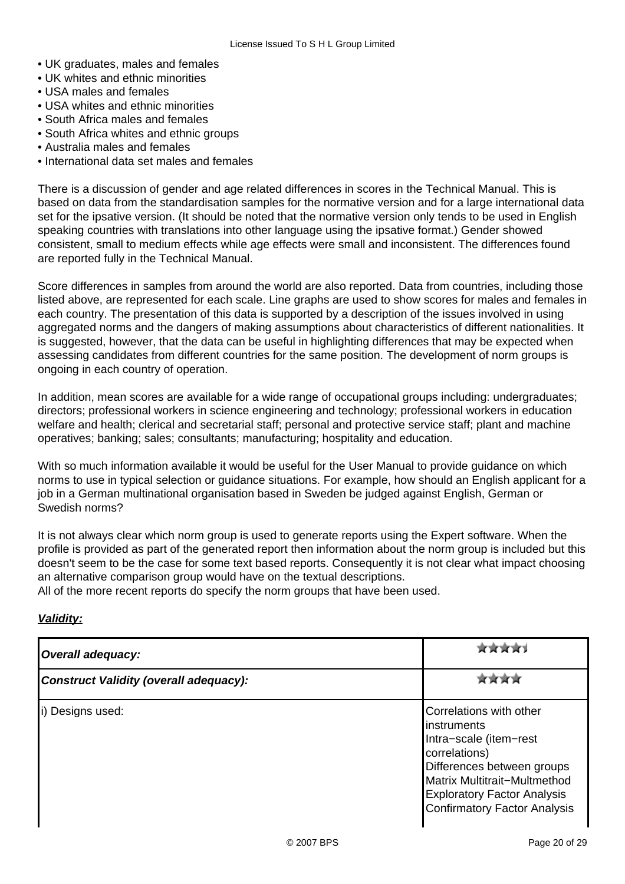- UK graduates, males and females
- UK whites and ethnic minorities
- USA males and females
- USA whites and ethnic minorities
- South Africa males and females
- South Africa whites and ethnic groups
- Australia males and females
- International data set males and females

There is a discussion of gender and age related differences in scores in the Technical Manual. This is based on data from the standardisation samples for the normative version and for a large international data set for the ipsative version. (It should be noted that the normative version only tends to be used in English speaking countries with translations into other language using the ipsative format.) Gender showed consistent, small to medium effects while age effects were small and inconsistent. The differences found are reported fully in the Technical Manual.

Score differences in samples from around the world are also reported. Data from countries, including those listed above, are represented for each scale. Line graphs are used to show scores for males and females in each country. The presentation of this data is supported by a description of the issues involved in using aggregated norms and the dangers of making assumptions about characteristics of different nationalities. It is suggested, however, that the data can be useful in highlighting differences that may be expected when assessing candidates from different countries for the same position. The development of norm groups is ongoing in each country of operation.

In addition, mean scores are available for a wide range of occupational groups including: undergraduates; directors; professional workers in science engineering and technology; professional workers in education welfare and health; clerical and secretarial staff; personal and protective service staff; plant and machine operatives; banking; sales; consultants; manufacturing; hospitality and education.

With so much information available it would be useful for the User Manual to provide guidance on which norms to use in typical selection or guidance situations. For example, how should an English applicant for a job in a German multinational organisation based in Sweden be judged against English, German or Swedish norms?

It is not always clear which norm group is used to generate reports using the Expert software. When the profile is provided as part of the generated report then information about the norm group is included but this doesn't seem to be the case for some text based reports. Consequently it is not clear what impact choosing an alternative comparison group would have on the textual descriptions.
All of the more recent reports do specify the norm groups that have been used.

***Validity:***

| | |
|---|---|
| ***Overall adequacy:*** | ★★★★½ |
| ***Construct Validity (overall adequacy):*** | ★★★★ |
| i) Designs used: | Correlations with other instruments<br>Intra−scale (item−rest correlations)<br>Differences between groups<br>Matrix Multitrait−Multmethod<br>Exploratory Factor Analysis<br>Confirmatory Factor Analysis |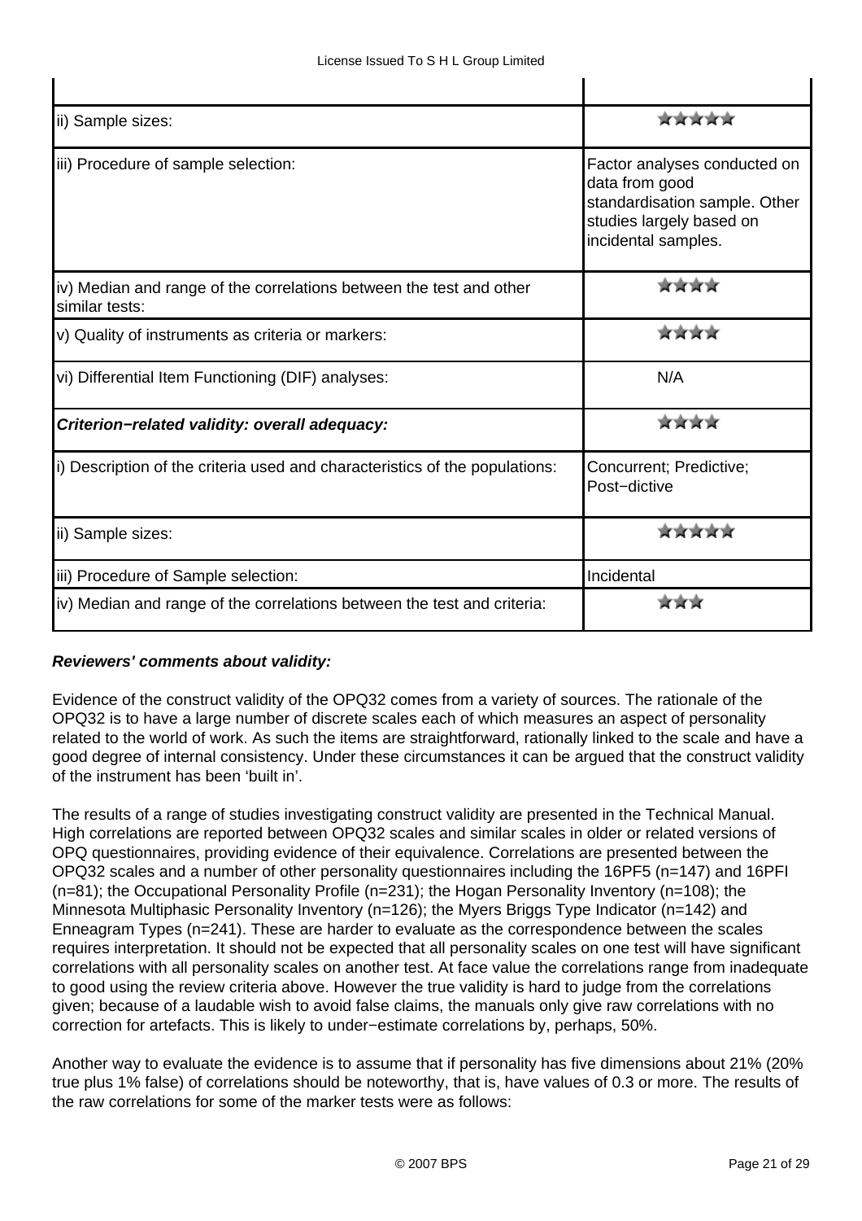| | |
|---|---|
| ii) Sample sizes: | ★★★★★ |
| iii) Procedure of sample selection: | Factor analyses conducted on data from good standardisation sample. Other studies largely based on incidental samples. |
| iv) Median and range of the correlations between the test and other similar tests: | ★★★★ |
| v) Quality of instruments as criteria or markers: | ★★★★ |
| vi) Differential Item Functioning (DIF) analyses: | N/A |
| ***Criterion−related validity: overall adequacy:*** | ★★★★ |
| i) Description of the criteria used and characteristics of the populations: | Concurrent; Predictive; Post−dictive |
| ii) Sample sizes: | ★★★★★ |
| iii) Procedure of Sample selection: | Incidental |
| iv) Median and range of the correlations between the test and criteria: | ★★★ |

***Reviewers' comments about validity:***

Evidence of the construct validity of the OPQ32 comes from a variety of sources. The rationale of the OPQ32 is to have a large number of discrete scales each of which measures an aspect of personality related to the world of work. As such the items are straightforward, rationally linked to the scale and have a good degree of internal consistency. Under these circumstances it can be argued that the construct validity of the instrument has been 'built in'.

The results of a range of studies investigating construct validity are presented in the Technical Manual. High correlations are reported between OPQ32 scales and similar scales in older or related versions of OPQ questionnaires, providing evidence of their equivalence. Correlations are presented between the OPQ32 scales and a number of other personality questionnaires including the 16PF5 (n=147) and 16PFI (n=81); the Occupational Personality Profile (n=231); the Hogan Personality Inventory (n=108); the Minnesota Multiphasic Personality Inventory (n=126); the Myers Briggs Type Indicator (n=142) and Enneagram Types (n=241). These are harder to evaluate as the correspondence between the scales requires interpretation. It should not be expected that all personality scales on one test will have significant correlations with all personality scales on another test. At face value the correlations range from inadequate to good using the review criteria above. However the true validity is hard to judge from the correlations given; because of a laudable wish to avoid false claims, the manuals only give raw correlations with no correction for artefacts. This is likely to under−estimate correlations by, perhaps, 50%.

Another way to evaluate the evidence is to assume that if personality has five dimensions about 21% (20% true plus 1% false) of correlations should be noteworthy, that is, have values of 0.3 or more. The results of the raw correlations for some of the marker tests were as follows: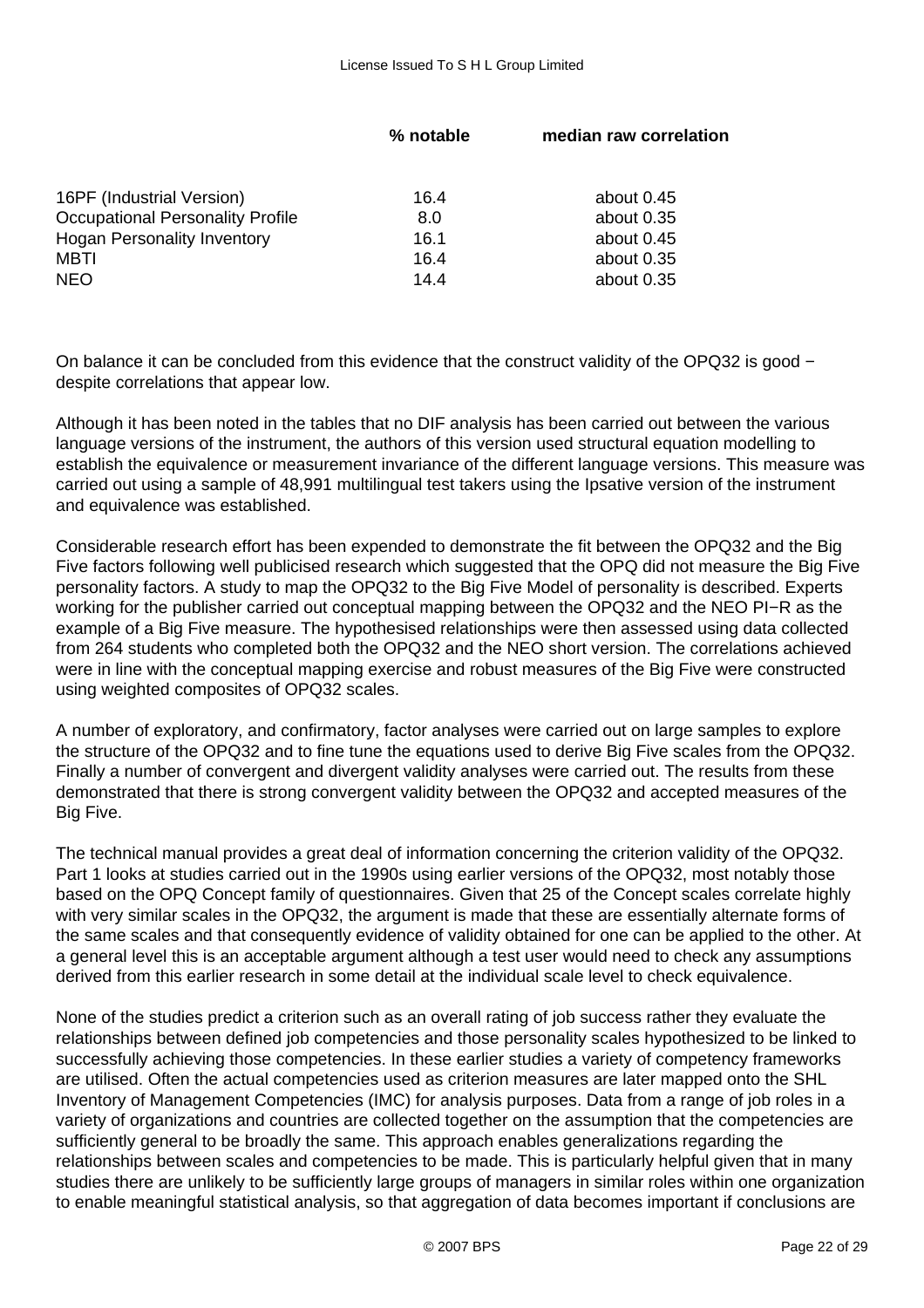| | % notable | median raw correlation |
|---|---|---|
| 16PF (Industrial Version) | 16.4 | about 0.45 |
| Occupational Personality Profile | 8.0 | about 0.35 |
| Hogan Personality Inventory | 16.1 | about 0.45 |
| MBTI | 16.4 | about 0.35 |
| NEO | 14.4 | about 0.35 |

On balance it can be concluded from this evidence that the construct validity of the OPQ32 is good − despite correlations that appear low.

Although it has been noted in the tables that no DIF analysis has been carried out between the various language versions of the instrument, the authors of this version used structural equation modelling to establish the equivalence or measurement invariance of the different language versions. This measure was carried out using a sample of 48,991 multilingual test takers using the Ipsative version of the instrument and equivalence was established.

Considerable research effort has been expended to demonstrate the fit between the OPQ32 and the Big Five factors following well publicised research which suggested that the OPQ did not measure the Big Five personality factors. A study to map the OPQ32 to the Big Five Model of personality is described. Experts working for the publisher carried out conceptual mapping between the OPQ32 and the NEO PI−R as the example of a Big Five measure. The hypothesised relationships were then assessed using data collected from 264 students who completed both the OPQ32 and the NEO short version. The correlations achieved were in line with the conceptual mapping exercise and robust measures of the Big Five were constructed using weighted composites of OPQ32 scales.

A number of exploratory, and confirmatory, factor analyses were carried out on large samples to explore the structure of the OPQ32 and to fine tune the equations used to derive Big Five scales from the OPQ32. Finally a number of convergent and divergent validity analyses were carried out. The results from these demonstrated that there is strong convergent validity between the OPQ32 and accepted measures of the Big Five.

The technical manual provides a great deal of information concerning the criterion validity of the OPQ32. Part 1 looks at studies carried out in the 1990s using earlier versions of the OPQ32, most notably those based on the OPQ Concept family of questionnaires. Given that 25 of the Concept scales correlate highly with very similar scales in the OPQ32, the argument is made that these are essentially alternate forms of the same scales and that consequently evidence of validity obtained for one can be applied to the other. At a general level this is an acceptable argument although a test user would need to check any assumptions derived from this earlier research in some detail at the individual scale level to check equivalence.

None of the studies predict a criterion such as an overall rating of job success rather they evaluate the relationships between defined job competencies and those personality scales hypothesized to be linked to successfully achieving those competencies. In these earlier studies a variety of competency frameworks are utilised. Often the actual competencies used as criterion measures are later mapped onto the SHL Inventory of Management Competencies (IMC) for analysis purposes. Data from a range of job roles in a variety of organizations and countries are collected together on the assumption that the competencies are sufficiently general to be broadly the same. This approach enables generalizations regarding the relationships between scales and competencies to be made. This is particularly helpful given that in many studies there are unlikely to be sufficiently large groups of managers in similar roles within one organization to enable meaningful statistical analysis, so that aggregation of data becomes important if conclusions are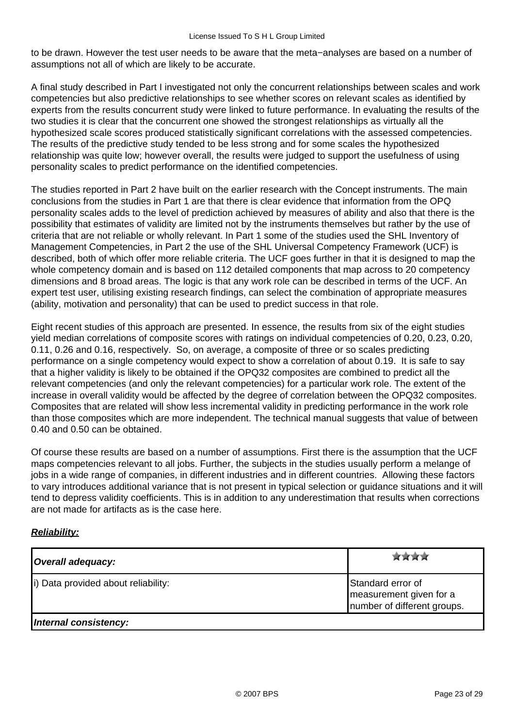to be drawn. However the test user needs to be aware that the meta−analyses are based on a number of assumptions not all of which are likely to be accurate.

A final study described in Part I investigated not only the concurrent relationships between scales and work competencies but also predictive relationships to see whether scores on relevant scales as identified by experts from the results concurrent study were linked to future performance. In evaluating the results of the two studies it is clear that the concurrent one showed the strongest relationships as virtually all the hypothesized scale scores produced statistically significant correlations with the assessed competencies. The results of the predictive study tended to be less strong and for some scales the hypothesized relationship was quite low; however overall, the results were judged to support the usefulness of using personality scales to predict performance on the identified competencies.

The studies reported in Part 2 have built on the earlier research with the Concept instruments. The main conclusions from the studies in Part 1 are that there is clear evidence that information from the OPQ personality scales adds to the level of prediction achieved by measures of ability and also that there is the possibility that estimates of validity are limited not by the instruments themselves but rather by the use of criteria that are not reliable or wholly relevant. In Part 1 some of the studies used the SHL Inventory of Management Competencies, in Part 2 the use of the SHL Universal Competency Framework (UCF) is described, both of which offer more reliable criteria. The UCF goes further in that it is designed to map the whole competency domain and is based on 112 detailed components that map across to 20 competency dimensions and 8 broad areas. The logic is that any work role can be described in terms of the UCF. An expert test user, utilising existing research findings, can select the combination of appropriate measures (ability, motivation and personality) that can be used to predict success in that role.

Eight recent studies of this approach are presented. In essence, the results from six of the eight studies yield median correlations of composite scores with ratings on individual competencies of 0.20, 0.23, 0.20, 0.11, 0.26 and 0.16, respectively. So, on average, a composite of three or so scales predicting performance on a single competency would expect to show a correlation of about 0.19. It is safe to say that a higher validity is likely to be obtained if the OPQ32 composites are combined to predict all the relevant competencies (and only the relevant competencies) for a particular work role. The extent of the increase in overall validity would be affected by the degree of correlation between the OPQ32 composites. Composites that are related will show less incremental validity in predicting performance in the work role than those composites which are more independent. The technical manual suggests that value of between 0.40 and 0.50 can be obtained.

Of course these results are based on a number of assumptions. First there is the assumption that the UCF maps competencies relevant to all jobs. Further, the subjects in the studies usually perform a melange of jobs in a wide range of companies, in different industries and in different countries. Allowing these factors to vary introduces additional variance that is not present in typical selection or guidance situations and it will tend to depress validity coefficients. This is in addition to any underestimation that results when corrections are not made for artifacts as is the case here.

***Reliability:***

| ***Overall adequacy:*** | ★★★★ |
|---|---|
| i) Data provided about reliability: | Standard error of measurement given for a number of different groups. |
| ***Internal consistency:*** | |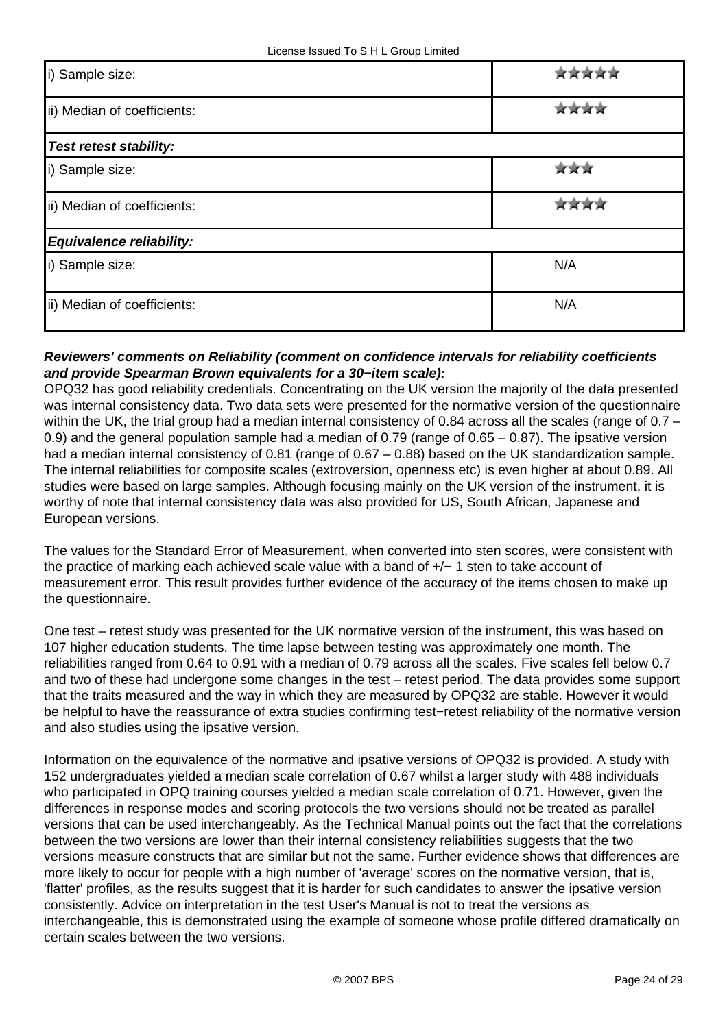| | |
|---|---|
| i) Sample size: | ★★★★★ |
| ii) Median of coefficients: | ★★★★ |
| ***Test retest stability:*** | |
| i) Sample size: | ★★★ |
| ii) Median of coefficients: | ★★★★ |
| ***Equivalence reliability:*** | |
| i) Sample size: | N/A |
| ii) Median of coefficients: | N/A |

***Reviewers' comments on Reliability (comment on confidence intervals for reliability coefficients and provide Spearman Brown equivalents for a 30−item scale):***

OPQ32 has good reliability credentials. Concentrating on the UK version the majority of the data presented was internal consistency data. Two data sets were presented for the normative version of the questionnaire within the UK, the trial group had a median internal consistency of 0.84 across all the scales (range of 0.7 – 0.9) and the general population sample had a median of 0.79 (range of 0.65 – 0.87). The ipsative version had a median internal consistency of 0.81 (range of 0.67 – 0.88) based on the UK standardization sample. The internal reliabilities for composite scales (extroversion, openness etc) is even higher at about 0.89. All studies were based on large samples. Although focusing mainly on the UK version of the instrument, it is worthy of note that internal consistency data was also provided for US, South African, Japanese and European versions.

The values for the Standard Error of Measurement, when converted into sten scores, were consistent with the practice of marking each achieved scale value with a band of +/− 1 sten to take account of measurement error. This result provides further evidence of the accuracy of the items chosen to make up the questionnaire.

One test – retest study was presented for the UK normative version of the instrument, this was based on 107 higher education students. The time lapse between testing was approximately one month. The reliabilities ranged from 0.64 to 0.91 with a median of 0.79 across all the scales. Five scales fell below 0.7 and two of these had undergone some changes in the test – retest period. The data provides some support that the traits measured and the way in which they are measured by OPQ32 are stable. However it would be helpful to have the reassurance of extra studies confirming test−retest reliability of the normative version and also studies using the ipsative version.

Information on the equivalence of the normative and ipsative versions of OPQ32 is provided. A study with 152 undergraduates yielded a median scale correlation of 0.67 whilst a larger study with 488 individuals who participated in OPQ training courses yielded a median scale correlation of 0.71. However, given the differences in response modes and scoring protocols the two versions should not be treated as parallel versions that can be used interchangeably. As the Technical Manual points out the fact that the correlations between the two versions are lower than their internal consistency reliabilities suggests that the two versions measure constructs that are similar but not the same. Further evidence shows that differences are more likely to occur for people with a high number of 'average' scores on the normative version, that is, 'flatter' profiles, as the results suggest that it is harder for such candidates to answer the ipsative version consistently. Advice on interpretation in the test User's Manual is not to treat the versions as interchangeable, this is demonstrated using the example of someone whose profile differed dramatically on certain scales between the two versions.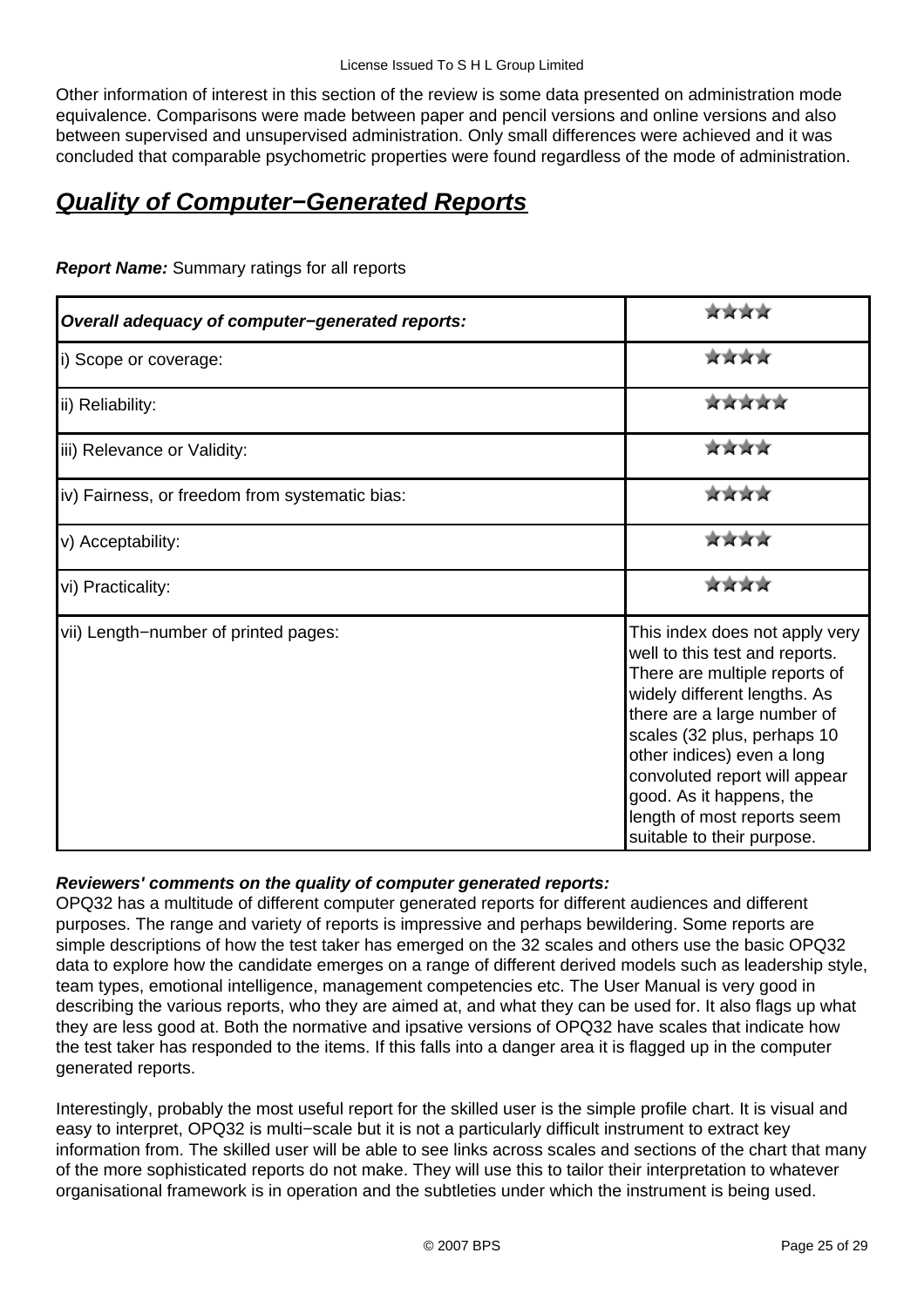Other information of interest in this section of the review is some data presented on administration mode equivalence. Comparisons were made between paper and pencil versions and online versions and also between supervised and unsupervised administration. Only small differences were achieved and it was concluded that comparable psychometric properties were found regardless of the mode of administration.

## ***Quality of Computer−Generated Reports***

***Report Name:*** Summary ratings for all reports

| ***Overall adequacy of computer−generated reports:*** | ★★★★ |
|---|---|
| i) Scope or coverage: | ★★★★ |
| ii) Reliability: | ★★★★★ |
| iii) Relevance or Validity: | ★★★★ |
| iv) Fairness, or freedom from systematic bias: | ★★★★ |
| v) Acceptability: | ★★★★ |
| vi) Practicality: | ★★★★ |
| vii) Length−number of printed pages: | This index does not apply very well to this test and reports. There are multiple reports of widely different lengths. As there are a large number of scales (32 plus, perhaps 10 other indices) even a long convoluted report will appear good. As it happens, the length of most reports seem suitable to their purpose. |

***Reviewers' comments on the quality of computer generated reports:***
OPQ32 has a multitude of different computer generated reports for different audiences and different purposes. The range and variety of reports is impressive and perhaps bewildering. Some reports are simple descriptions of how the test taker has emerged on the 32 scales and others use the basic OPQ32 data to explore how the candidate emerges on a range of different derived models such as leadership style, team types, emotional intelligence, management competencies etc. The User Manual is very good in describing the various reports, who they are aimed at, and what they can be used for. It also flags up what they are less good at. Both the normative and ipsative versions of OPQ32 have scales that indicate how the test taker has responded to the items. If this falls into a danger area it is flagged up in the computer generated reports.

Interestingly, probably the most useful report for the skilled user is the simple profile chart. It is visual and easy to interpret, OPQ32 is multi−scale but it is not a particularly difficult instrument to extract key information from. The skilled user will be able to see links across scales and sections of the chart that many of the more sophisticated reports do not make. They will use this to tailor their interpretation to whatever organisational framework is in operation and the subtleties under which the instrument is being used.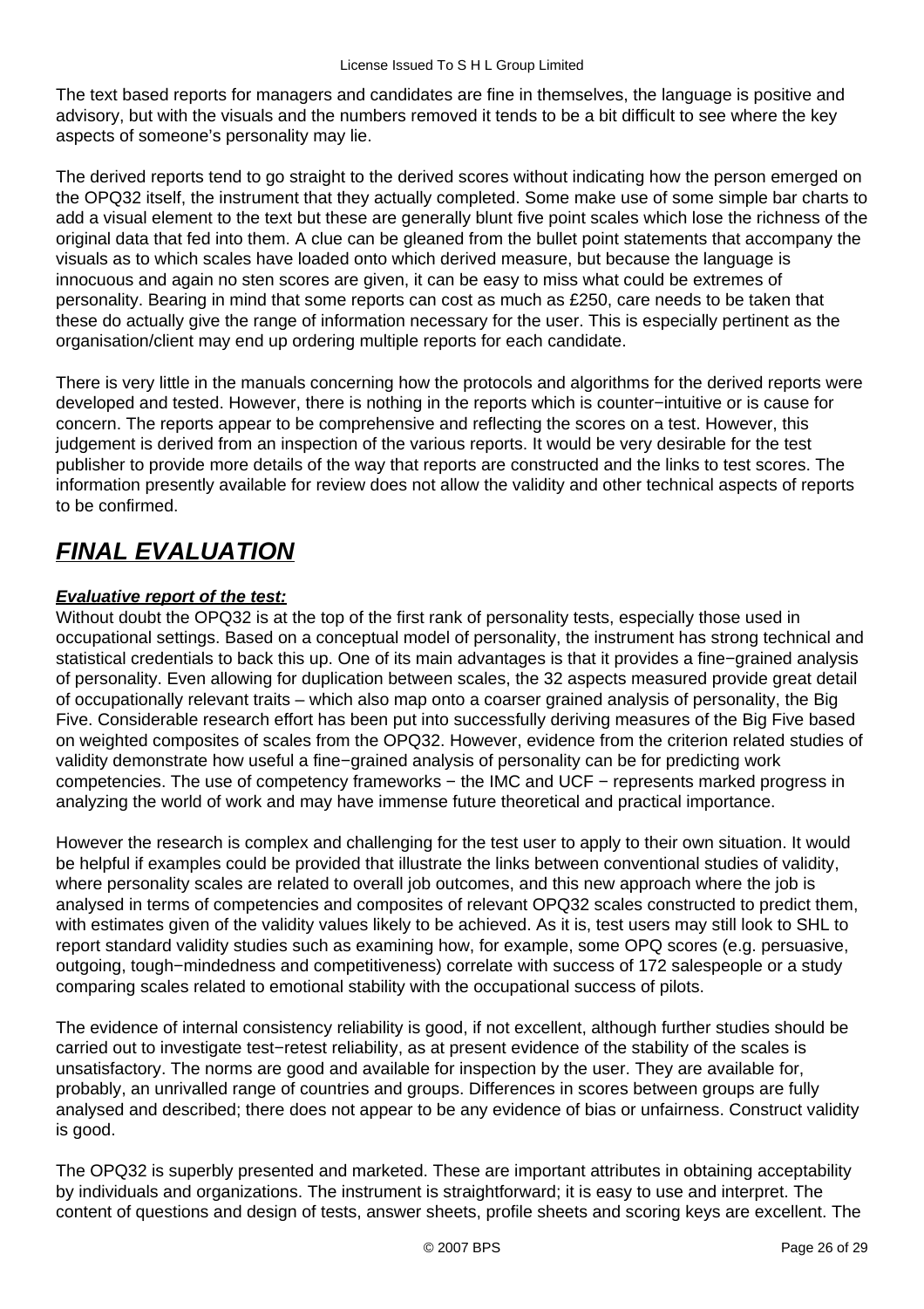The text based reports for managers and candidates are fine in themselves, the language is positive and advisory, but with the visuals and the numbers removed it tends to be a bit difficult to see where the key aspects of someone's personality may lie.

The derived reports tend to go straight to the derived scores without indicating how the person emerged on the OPQ32 itself, the instrument that they actually completed. Some make use of some simple bar charts to add a visual element to the text but these are generally blunt five point scales which lose the richness of the original data that fed into them. A clue can be gleaned from the bullet point statements that accompany the visuals as to which scales have loaded onto which derived measure, but because the language is innocuous and again no sten scores are given, it can be easy to miss what could be extremes of personality. Bearing in mind that some reports can cost as much as £250, care needs to be taken that these do actually give the range of information necessary for the user. This is especially pertinent as the organisation/client may end up ordering multiple reports for each candidate.

There is very little in the manuals concerning how the protocols and algorithms for the derived reports were developed and tested. However, there is nothing in the reports which is counter−intuitive or is cause for concern. The reports appear to be comprehensive and reflecting the scores on a test. However, this judgement is derived from an inspection of the various reports. It would be very desirable for the test publisher to provide more details of the way that reports are constructed and the links to test scores. The information presently available for review does not allow the validity and other technical aspects of reports to be confirmed.

# ***FINAL EVALUATION***

***Evaluative report of the test:***

Without doubt the OPQ32 is at the top of the first rank of personality tests, especially those used in occupational settings. Based on a conceptual model of personality, the instrument has strong technical and statistical credentials to back this up. One of its main advantages is that it provides a fine−grained analysis of personality. Even allowing for duplication between scales, the 32 aspects measured provide great detail of occupationally relevant traits – which also map onto a coarser grained analysis of personality, the Big Five. Considerable research effort has been put into successfully deriving measures of the Big Five based on weighted composites of scales from the OPQ32. However, evidence from the criterion related studies of validity demonstrate how useful a fine−grained analysis of personality can be for predicting work competencies. The use of competency frameworks − the IMC and UCF − represents marked progress in analyzing the world of work and may have immense future theoretical and practical importance.

However the research is complex and challenging for the test user to apply to their own situation. It would be helpful if examples could be provided that illustrate the links between conventional studies of validity, where personality scales are related to overall job outcomes, and this new approach where the job is analysed in terms of competencies and composites of relevant OPQ32 scales constructed to predict them, with estimates given of the validity values likely to be achieved. As it is, test users may still look to SHL to report standard validity studies such as examining how, for example, some OPQ scores (e.g. persuasive, outgoing, tough−mindedness and competitiveness) correlate with success of 172 salespeople or a study comparing scales related to emotional stability with the occupational success of pilots.

The evidence of internal consistency reliability is good, if not excellent, although further studies should be carried out to investigate test−retest reliability, as at present evidence of the stability of the scales is unsatisfactory. The norms are good and available for inspection by the user. They are available for, probably, an unrivalled range of countries and groups. Differences in scores between groups are fully analysed and described; there does not appear to be any evidence of bias or unfairness. Construct validity is good.

The OPQ32 is superbly presented and marketed. These are important attributes in obtaining acceptability by individuals and organizations. The instrument is straightforward; it is easy to use and interpret. The content of questions and design of tests, answer sheets, profile sheets and scoring keys are excellent. The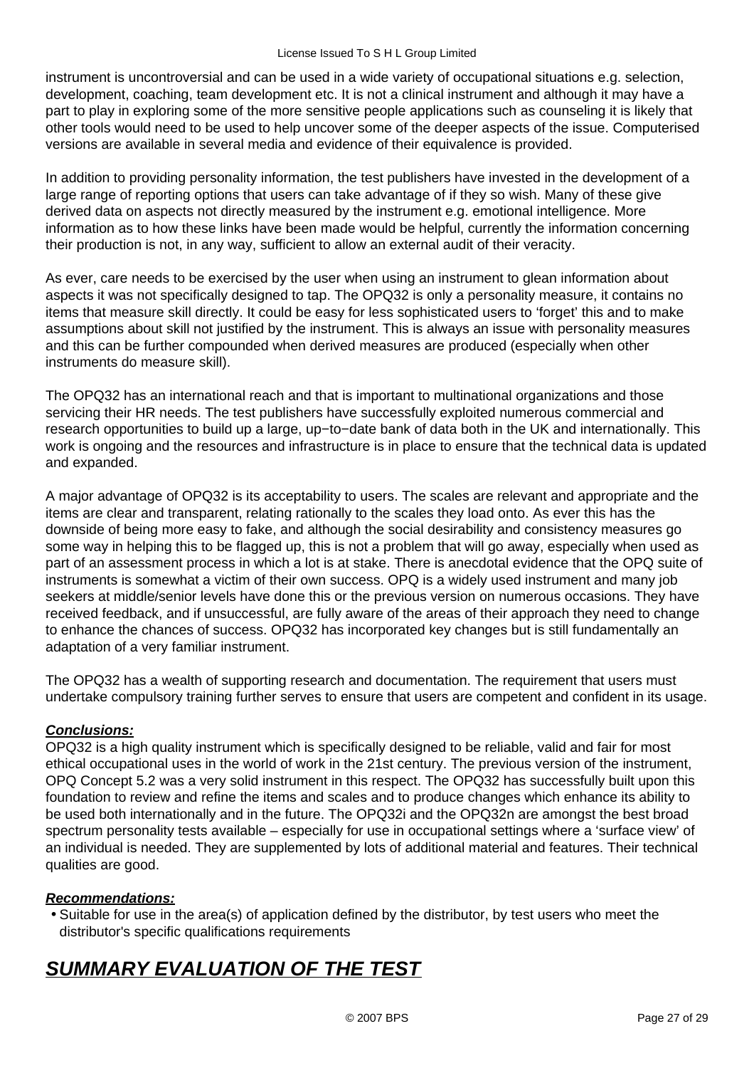instrument is uncontroversial and can be used in a wide variety of occupational situations e.g. selection, development, coaching, team development etc. It is not a clinical instrument and although it may have a part to play in exploring some of the more sensitive people applications such as counseling it is likely that other tools would need to be used to help uncover some of the deeper aspects of the issue. Computerised versions are available in several media and evidence of their equivalence is provided.

In addition to providing personality information, the test publishers have invested in the development of a large range of reporting options that users can take advantage of if they so wish. Many of these give derived data on aspects not directly measured by the instrument e.g. emotional intelligence. More information as to how these links have been made would be helpful, currently the information concerning their production is not, in any way, sufficient to allow an external audit of their veracity.

As ever, care needs to be exercised by the user when using an instrument to glean information about aspects it was not specifically designed to tap. The OPQ32 is only a personality measure, it contains no items that measure skill directly. It could be easy for less sophisticated users to 'forget' this and to make assumptions about skill not justified by the instrument. This is always an issue with personality measures and this can be further compounded when derived measures are produced (especially when other instruments do measure skill).

The OPQ32 has an international reach and that is important to multinational organizations and those servicing their HR needs. The test publishers have successfully exploited numerous commercial and research opportunities to build up a large, up−to−date bank of data both in the UK and internationally. This work is ongoing and the resources and infrastructure is in place to ensure that the technical data is updated and expanded.

A major advantage of OPQ32 is its acceptability to users. The scales are relevant and appropriate and the items are clear and transparent, relating rationally to the scales they load onto. As ever this has the downside of being more easy to fake, and although the social desirability and consistency measures go some way in helping this to be flagged up, this is not a problem that will go away, especially when used as part of an assessment process in which a lot is at stake. There is anecdotal evidence that the OPQ suite of instruments is somewhat a victim of their own success. OPQ is a widely used instrument and many job seekers at middle/senior levels have done this or the previous version on numerous occasions. They have received feedback, and if unsuccessful, are fully aware of the areas of their approach they need to change to enhance the chances of success. OPQ32 has incorporated key changes but is still fundamentally an adaptation of a very familiar instrument.

The OPQ32 has a wealth of supporting research and documentation. The requirement that users must undertake compulsory training further serves to ensure that users are competent and confident in its usage.

***Conclusions:***

OPQ32 is a high quality instrument which is specifically designed to be reliable, valid and fair for most ethical occupational uses in the world of work in the 21st century. The previous version of the instrument, OPQ Concept 5.2 was a very solid instrument in this respect. The OPQ32 has successfully built upon this foundation to review and refine the items and scales and to produce changes which enhance its ability to be used both internationally and in the future. The OPQ32i and the OPQ32n are amongst the best broad spectrum personality tests available – especially for use in occupational settings where a 'surface view' of an individual is needed. They are supplemented by lots of additional material and features. Their technical qualities are good.

***Recommendations:***

- Suitable for use in the area(s) of application defined by the distributor, by test users who meet the distributor's specific qualifications requirements

## ***SUMMARY EVALUATION OF THE TEST***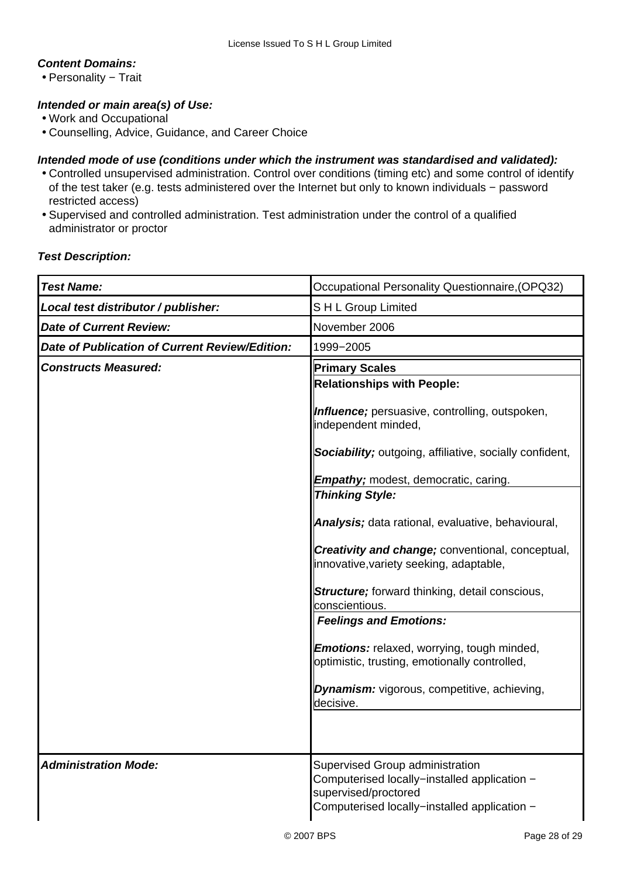***Content Domains:***

- Personality − Trait

***Intended or main area(s) of Use:***

- Work and Occupational
- Counselling, Advice, Guidance, and Career Choice

***Intended mode of use (conditions under which the instrument was standardised and validated):***

- Controlled unsupervised administration. Control over conditions (timing etc) and some control of identify of the test taker (e.g. tests administered over the Internet but only to known individuals − password restricted access)
- Supervised and controlled administration. Test administration under the control of a qualified administrator or proctor

***Test Description:***

| | |
|---|---|
| ***Test Name:*** | Occupational Personality Questionnaire,(OPQ32) |
| ***Local test distributor / publisher:*** | S H L Group Limited |
| ***Date of Current Review:*** | November 2006 |
| ***Date of Publication of Current Review/Edition:*** | 1999−2005 |
| ***Constructs Measured:*** | **Primary Scales**<br>**Relationships with People:**<br>***Influence;*** persuasive, controlling, outspoken, independent minded,<br>***Sociability;*** outgoing, affiliative, socially confident,<br>***Empathy;*** modest, democratic, caring.<br>***Thinking Style:***<br>***Analysis;*** data rational, evaluative, behavioural,<br>***Creativity and change;*** conventional, conceptual, innovative,variety seeking, adaptable,<br>***Structure;*** forward thinking, detail conscious, conscientious.<br>***Feelings and Emotions:***<br>***Emotions:*** relaxed, worrying, tough minded, optimistic, trusting, emotionally controlled,<br>***Dynamism:*** vigorous, competitive, achieving, decisive. |
| ***Administration Mode:*** | Supervised Group administration<br>Computerised locally−installed application − supervised/proctored<br>Computerised locally−installed application − |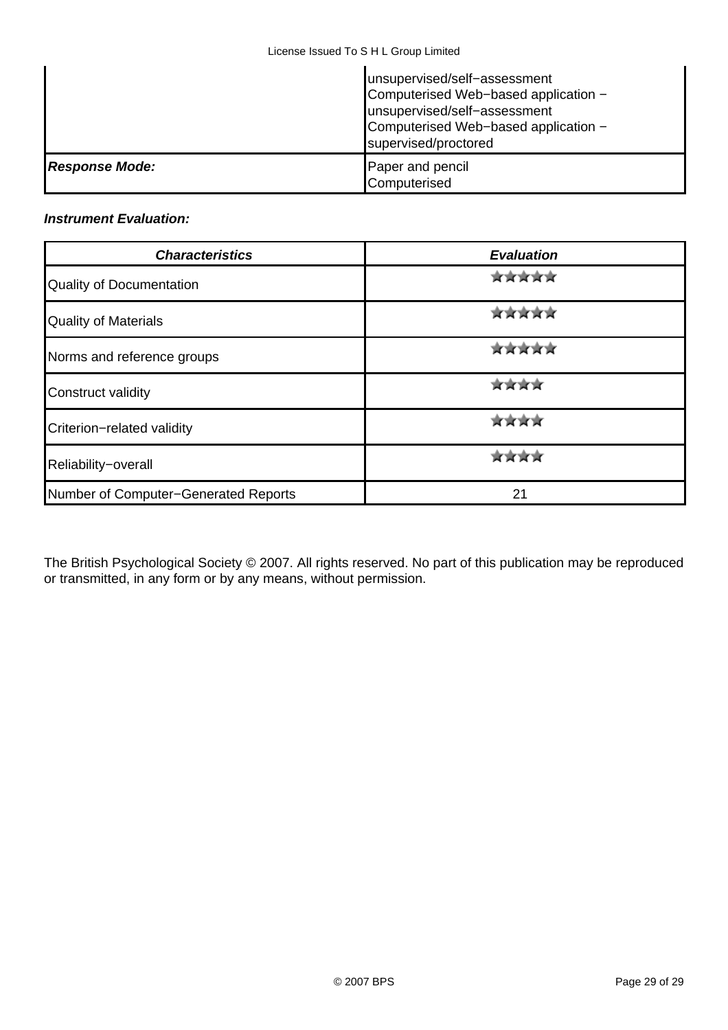| | |
|---|---|
| | unsupervised/self−assessment<br>Computerised Web−based application − unsupervised/self−assessment<br>Computerised Web−based application − supervised/proctored |
| ***Response Mode:*** | Paper and pencil<br>Computerised |

***Instrument Evaluation:***

| ***Characteristics*** | ***Evaluation*** |
|---|---|
| Quality of Documentation | ★★★★★ |
| Quality of Materials | ★★★★★ |
| Norms and reference groups | ★★★★★ |
| Construct validity | ★★★★ |
| Criterion−related validity | ★★★★ |
| Reliability−overall | ★★★★ |
| Number of Computer−Generated Reports | 21 |

The British Psychological Society © 2007. All rights reserved. No part of this publication may be reproduced or transmitted, in any form or by any means, without permission.